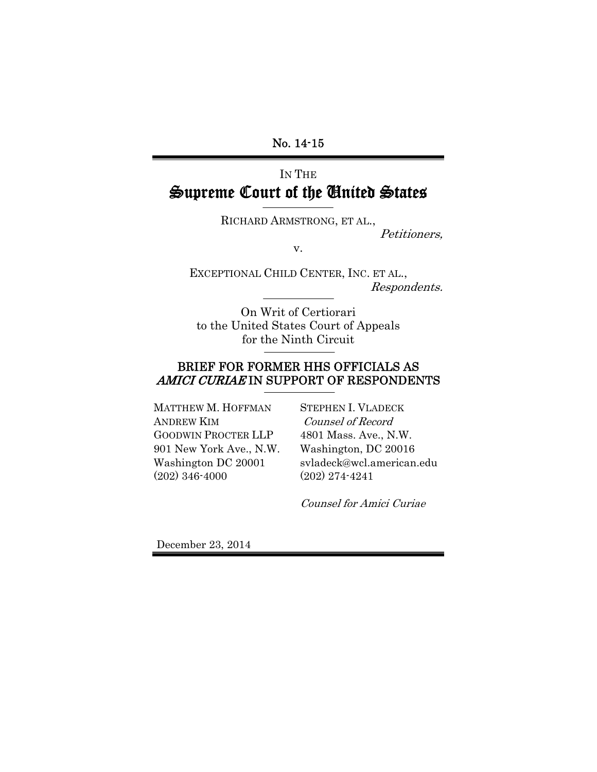No. 14-15

IN THE

# Supreme Court of the United States

RICHARD ARMSTRONG, ET AL.,

*Petitioners,*

v.

EXCEPTIONAL CHILD CENTER, INC. ET AL.,

*Respondents.*

On Writ of Certiorari
to the United States Court of Appeals
for the Ninth Circuit

## BRIEF FOR FORMER HHS OFFICIALS AS *AMICI CURIAE* IN SUPPORT OF RESPONDENTS

MATTHEW M. HOFFMAN
ANDREW KIM
GOODWIN PROCTER LLP
901 New York Ave., N.W.
Washington DC 20001
(202) 346-4000

STEPHEN I. VLADECK
*Counsel of Record*
4801 Mass. Ave., N.W.
Washington, DC 20016
svladeck@wcl.american.edu
(202) 274-4241

*Counsel for Amici Curiae*

December 23, 2014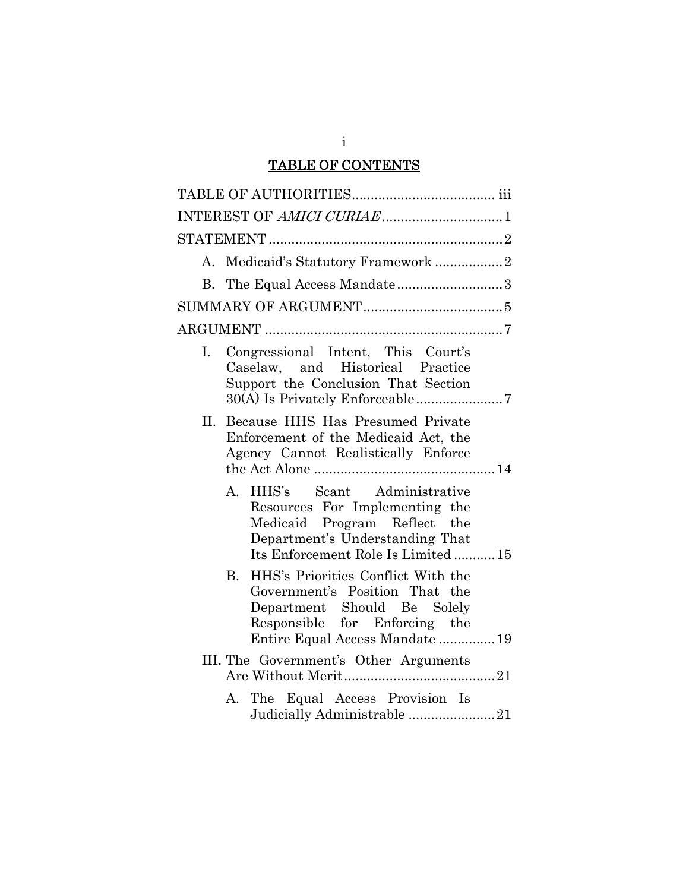# TABLE OF CONTENTS

TABLE OF AUTHORITIES ..................................... iii

INTEREST OF *AMICI CURIAE* ............................... 1

STATEMENT ............................................................. 2

- A. Medicaid's Statutory Framework ................. 2
- B. The Equal Access Mandate ........................... 3

SUMMARY OF ARGUMENT .................................... 5

ARGUMENT .............................................................. 7

- I. Congressional Intent, This Court's Caselaw, and Historical Practice Support the Conclusion That Section 30(A) Is Privately Enforceable ...................... 7
- II. Because HHS Has Presumed Private Enforcement of the Medicaid Act, the Agency Cannot Realistically Enforce the Act Alone ............................................... 14
  - A. HHS's Scant Administrative Resources For Implementing the Medicaid Program Reflect the Department's Understanding That Its Enforcement Role Is Limited ........... 15
  - B. HHS's Priorities Conflict With the Government's Position That the Department Should Be Solely Responsible for Enforcing the Entire Equal Access Mandate ............... 19
- III. The Government's Other Arguments Are Without Merit ....................................... 21
  - A. The Equal Access Provision Is Judicially Administrable ...................... 21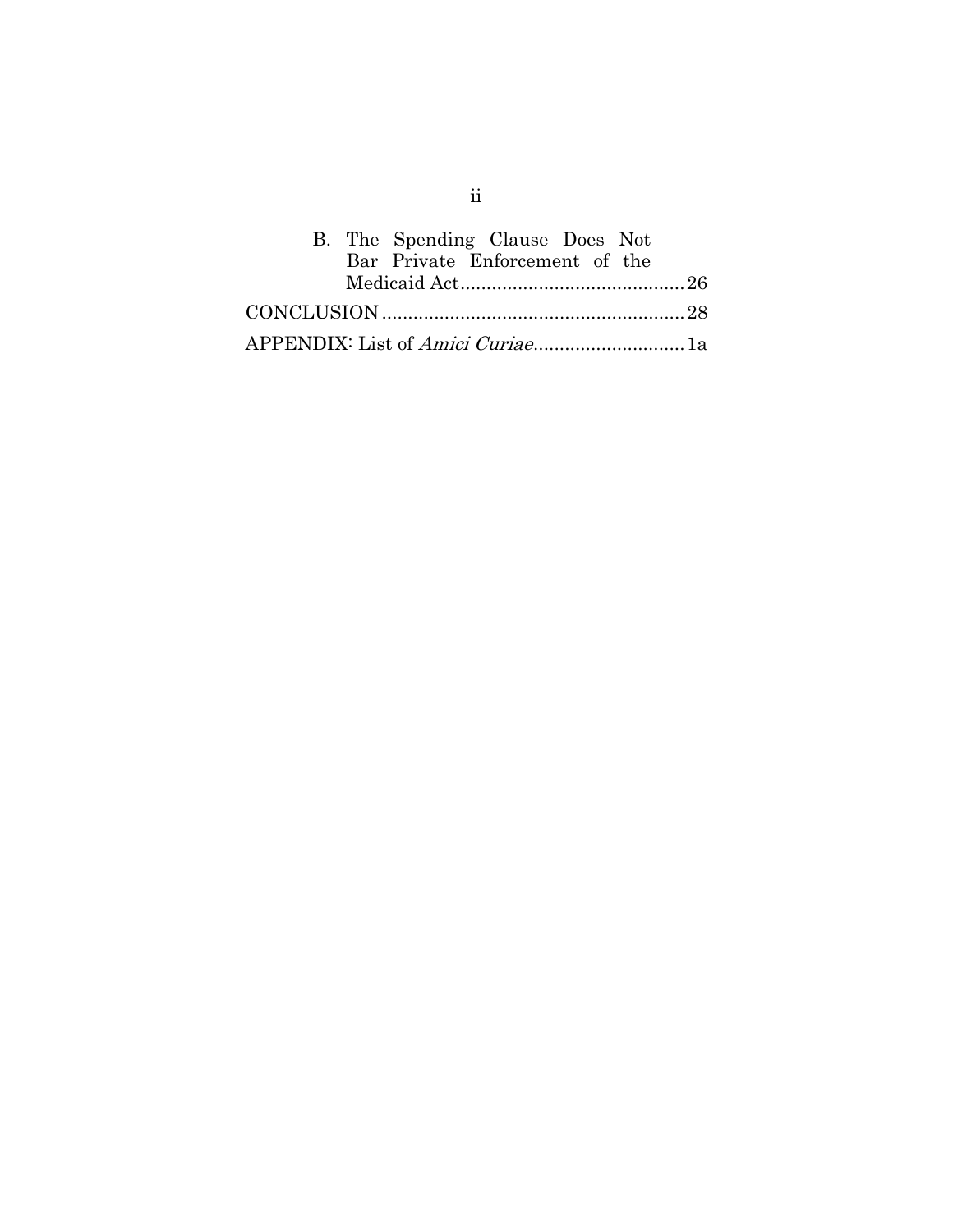B. The Spending Clause Does Not Bar Private Enforcement of the Medicaid Act........................................... 26

CONCLUSION ......................................................... 28

APPENDIX: List of *Amici Curiae*............................. 1a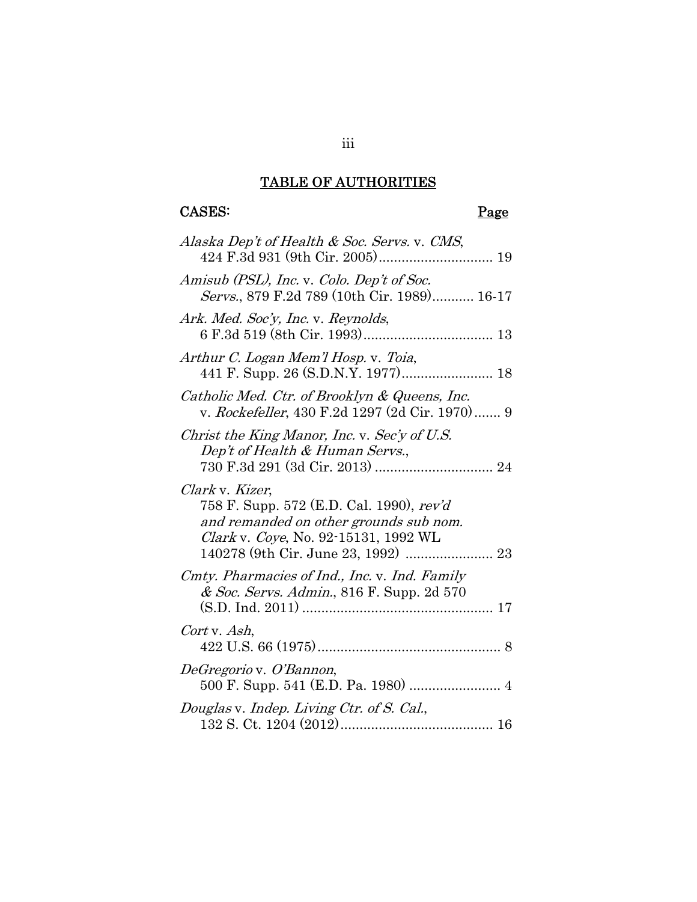# TABLE OF AUTHORITIES

**CASES:** **Page**

*Alaska Dep't of Health & Soc. Servs.* v. *CMS*, 424 F.3d 931 (9th Cir. 2005)............................. 19

*Amisub (PSL), Inc.* v. *Colo. Dep't of Soc. Servs.*, 879 F.2d 789 (10th Cir. 1989)........... 16-17

*Ark. Med. Soc'y, Inc.* v. *Reynolds*, 6 F.3d 519 (8th Cir. 1993).................................. 13

*Arthur C. Logan Mem'l Hosp.* v. *Toia*, 441 F. Supp. 26 (S.D.N.Y. 1977)........................ 18

*Catholic Med. Ctr. of Brooklyn & Queens, Inc.* v. *Rockefeller*, 430 F.2d 1297 (2d Cir. 1970)....... 9

*Christ the King Manor, Inc.* v. *Sec'y of U.S. Dep't of Health & Human Servs.*, 730 F.3d 291 (3d Cir. 2013) ............................... 24

*Clark* v. *Kizer*, 758 F. Supp. 572 (E.D. Cal. 1990), *rev'd and remanded on other grounds sub nom. Clark* v. *Coye*, No. 92-15131, 1992 WL 140278 (9th Cir. June 23, 1992) ....................... 23

*Cmty. Pharmacies of Ind., Inc.* v. *Ind. Family & Soc. Servs. Admin.*, 816 F. Supp. 2d 570 (S.D. Ind. 2011) .................................................. 17

*Cort* v. *Ash*, 422 U.S. 66 (1975)................................................ 8

*DeGregorio* v. *O'Bannon*, 500 F. Supp. 541 (E.D. Pa. 1980) ........................ 4

*Douglas* v. *Indep. Living Ctr. of S. Cal.*, 132 S. Ct. 1204 (2012)........................................ 16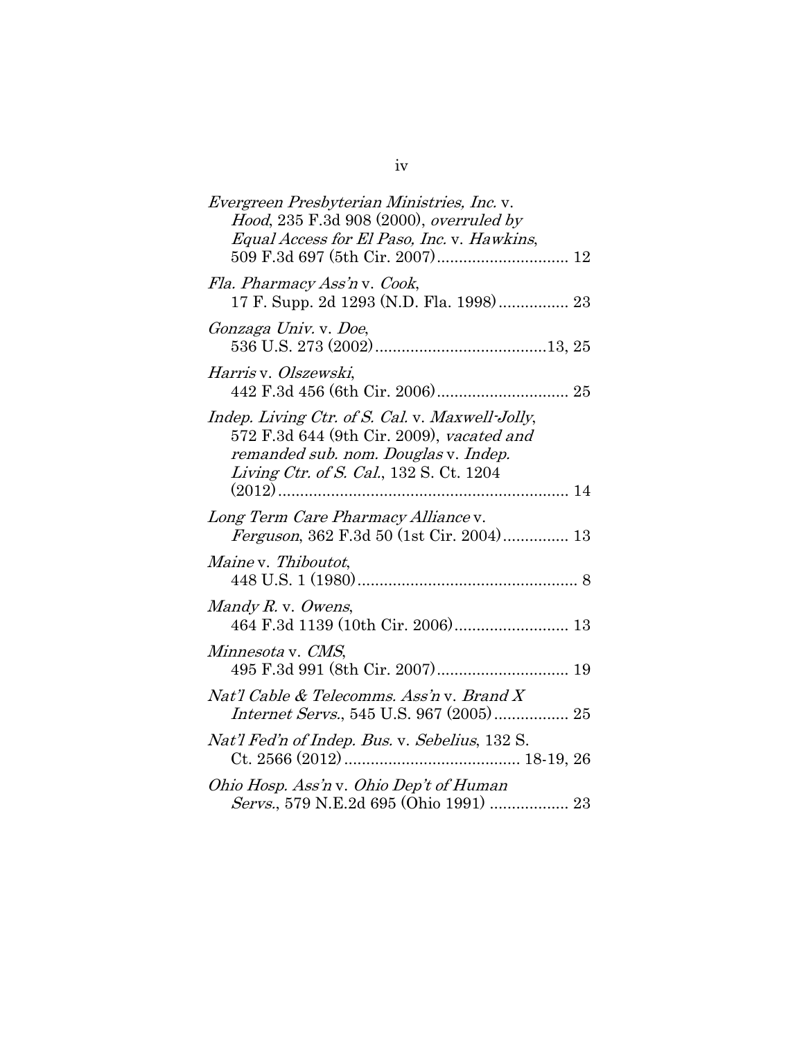*Evergreen Presbyterian Ministries, Inc.* v. *Hood*, 235 F.3d 908 (2000), *overruled by Equal Access for El Paso, Inc.* v. *Hawkins*, 509 F.3d 697 (5th Cir. 2007) .............................. 12

*Fla. Pharmacy Ass'n* v. *Cook*, 17 F. Supp. 2d 1293 (N.D. Fla. 1998) ................ 23

*Gonzaga Univ.* v. *Doe*, 536 U.S. 273 (2002) .......................................13, 25

*Harris* v. *Olszewski*, 442 F.3d 456 (6th Cir. 2006) .............................. 25

*Indep. Living Ctr. of S. Cal.* v. *Maxwell-Jolly*, 572 F.3d 644 (9th Cir. 2009), *vacated and remanded sub. nom. Douglas* v. *Indep. Living Ctr. of S. Cal.*, 132 S. Ct. 1204 (2012) .................................................................. 14

*Long Term Care Pharmacy Alliance* v. *Ferguson*, 362 F.3d 50 (1st Cir. 2004) ............... 13

*Maine* v. *Thiboutot*, 448 U.S. 1 (1980) .................................................. 8

*Mandy R.* v. *Owens*, 464 F.3d 1139 (10th Cir. 2006) .......................... 13

*Minnesota* v. *CMS*, 495 F.3d 991 (8th Cir. 2007) .............................. 19

*Nat'l Cable & Telecomms. Ass'n* v. *Brand X Internet Servs.*, 545 U.S. 967 (2005) ................. 25

*Nat'l Fed'n of Indep. Bus.* v. *Sebelius*, 132 S. Ct. 2566 (2012) ........................................ 18-19, 26

*Ohio Hosp. Ass'n* v. *Ohio Dep't of Human Servs.*, 579 N.E.2d 695 (Ohio 1991) .................. 23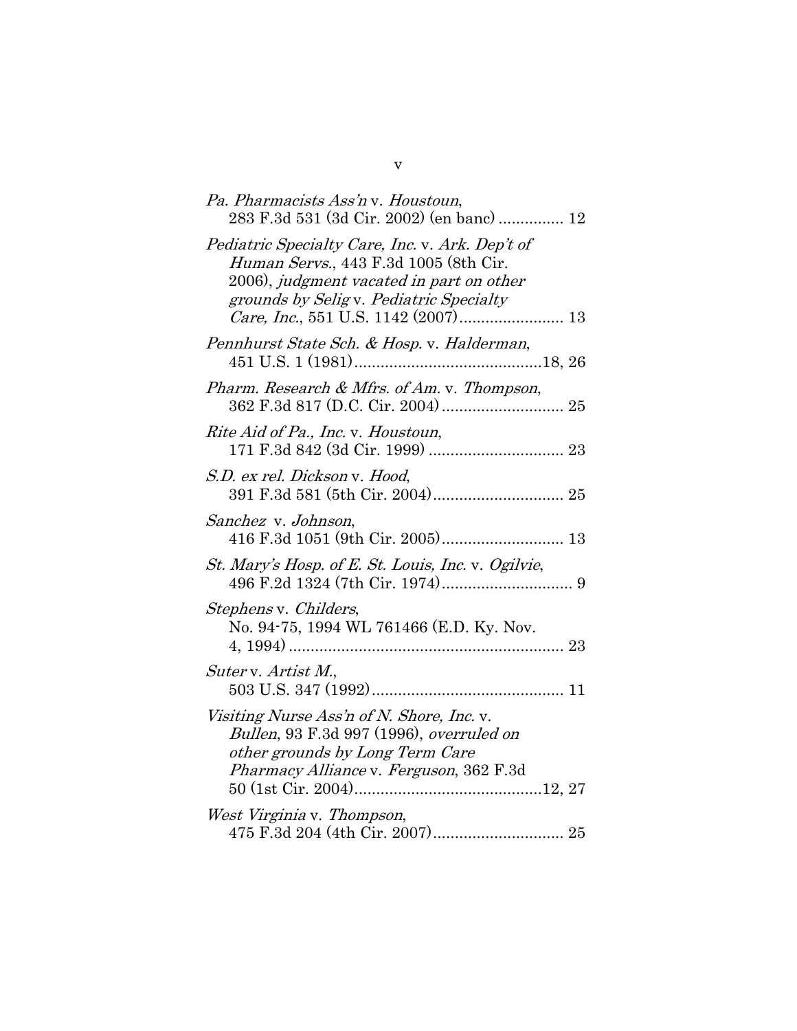*Pa. Pharmacists Ass'n* v. *Houstoun*,
283 F.3d 531 (3d Cir. 2002) (en banc) ............... 12

*Pediatric Specialty Care, Inc.* v. *Ark. Dep't of Human Servs.*, 443 F.3d 1005 (8th Cir. 2006), *judgment vacated in part on other grounds by Selig* v. *Pediatric Specialty Care, Inc.*, 551 U.S. 1142 (2007)........................ 13

*Pennhurst State Sch. & Hosp.* v. *Halderman*,
451 U.S. 1 (1981)...........................................18, 26

*Pharm. Research & Mfrs. of Am.* v. *Thompson*,
362 F.3d 817 (D.C. Cir. 2004)............................ 25

*Rite Aid of Pa., Inc.* v. *Houstoun*,
171 F.3d 842 (3d Cir. 1999) ............................... 23

*S.D. ex rel. Dickson* v. *Hood*,
391 F.3d 581 (5th Cir. 2004).............................. 25

*Sanchez* v. *Johnson*,
416 F.3d 1051 (9th Cir. 2005)............................ 13

*St. Mary's Hosp. of E. St. Louis, Inc.* v. *Ogilvie*,
496 F.2d 1324 (7th Cir. 1974).............................. 9

*Stephens* v. *Childers*,
No. 94-75, 1994 WL 761466 (E.D. Ky. Nov. 4, 1994) ............................................................... 23

*Suter* v. *Artist M.*,
503 U.S. 347 (1992)............................................ 11

*Visiting Nurse Ass'n of N. Shore, Inc.* v. *Bullen*, 93 F.3d 997 (1996), *overruled on other grounds by Long Term Care Pharmacy Alliance* v. *Ferguson*, 362 F.3d 50 (1st Cir. 2004)...........................................12, 27

*West Virginia* v. *Thompson*,
475 F.3d 204 (4th Cir. 2007).............................. 25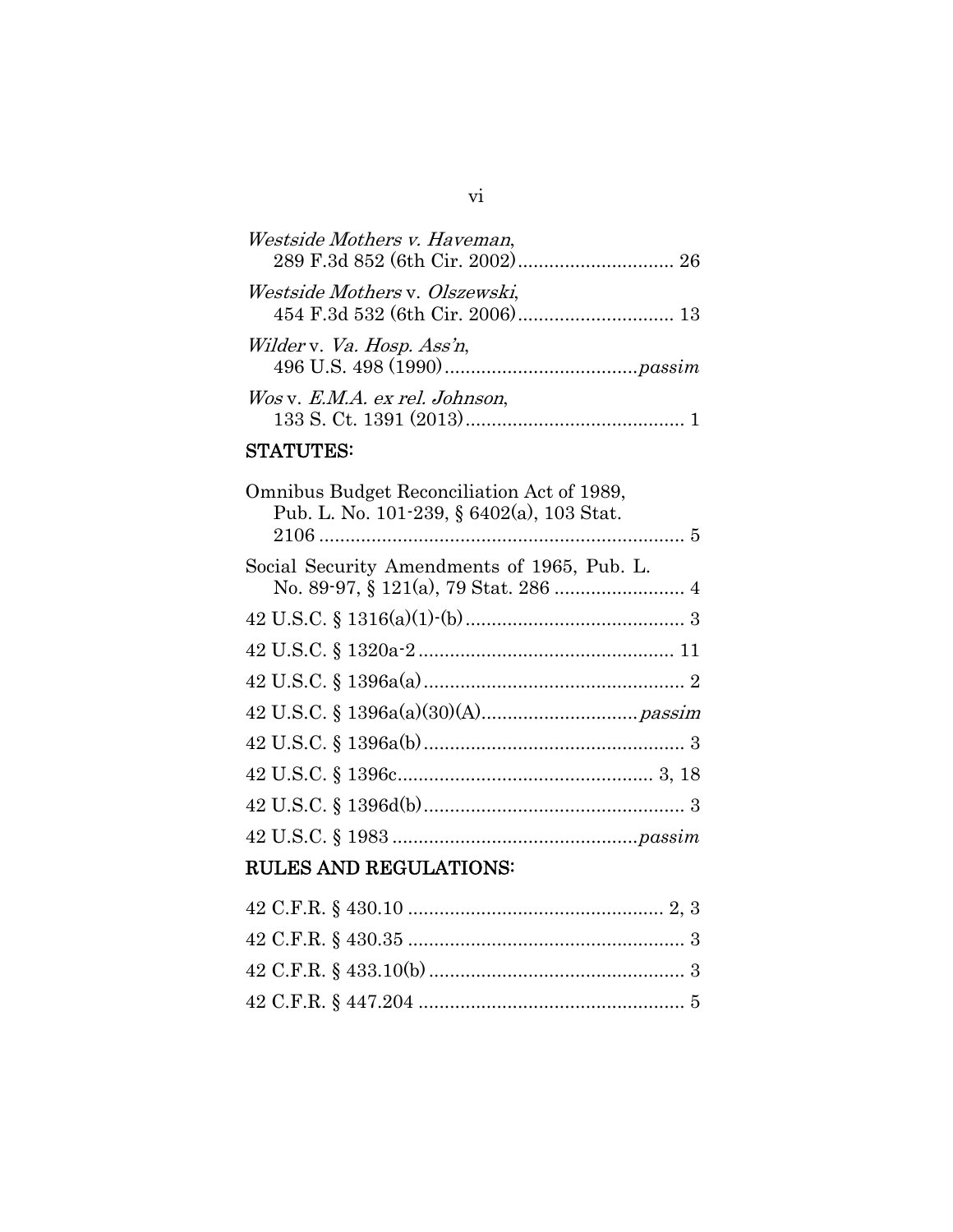*Westside Mothers v. Haveman*,
289 F.3d 852 (6th Cir. 2002) .............................. 26

*Westside Mothers* v. *Olszewski*,
454 F.3d 532 (6th Cir. 2006) .............................. 13

*Wilder* v. *Va. Hosp. Ass'n*,
496 U.S. 498 (1990) ....................................*passim*

*Wos* v. *E.M.A. ex rel. Johnson*,
133 S. Ct. 1391 (2013) .......................................... 1

## STATUTES:

Omnibus Budget Reconciliation Act of 1989,
Pub. L. No. 101-239, § 6402(a), 103 Stat.
2106 ....................................................................... 5

Social Security Amendments of 1965, Pub. L.
No. 89-97, § 121(a), 79 Stat. 286 ......................... 4

42 U.S.C. § 1316(a)(1)-(b) .......................................... 3

42 U.S.C. § 1320a-2 ................................................. 11

42 U.S.C. § 1396a(a) .................................................. 2

42 U.S.C. § 1396a(a)(30)(A) .............................*passim*

42 U.S.C. § 1396a(b) .................................................. 3

42 U.S.C. § 1396c................................................. 3, 18

42 U.S.C. § 1396d(b) .................................................. 3

42 U.S.C. § 1983 ..............................................*passim*

## RULES AND REGULATIONS:

42 C.F.R. § 430.10 ................................................ 2, 3

42 C.F.R. § 430.35 ..................................................... 3

42 C.F.R. § 433.10(b) ................................................. 3

42 C.F.R. § 447.204 ................................................... 5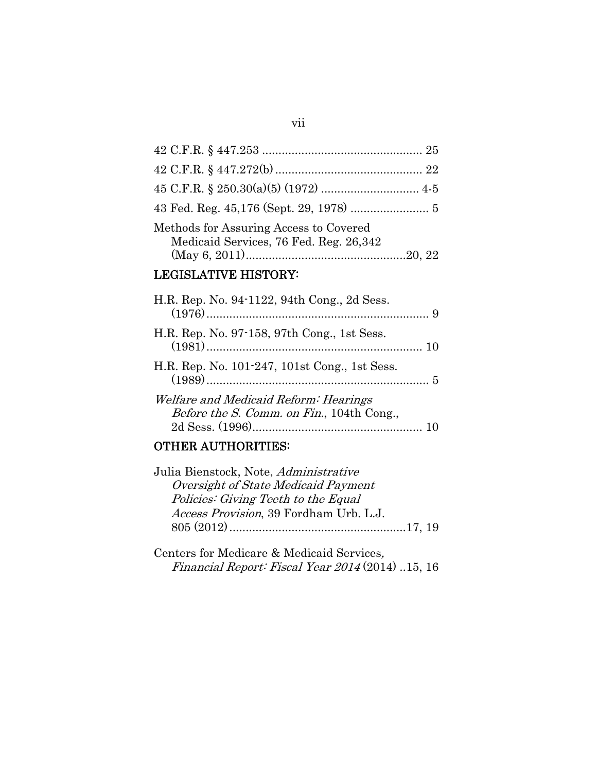42 C.F.R. § 447.253 ................................................. 25

42 C.F.R. § 447.272(b) ............................................ 22

45 C.F.R. § 250.30(a)(5) (1972) ............................. 4-5

43 Fed. Reg. 45,176 (Sept. 29, 1978) ........................ 5

Methods for Assuring Access to Covered Medicaid Services, 76 Fed. Reg. 26,342 (May 6, 2011)................................................20, 22

## LEGISLATIVE HISTORY:

H.R. Rep. No. 94-1122, 94th Cong., 2d Sess. (1976).................................................................... 9

H.R. Rep. No. 97-158, 97th Cong., 1st Sess. (1981).................................................................. 10

H.R. Rep. No. 101-247, 101st Cong., 1st Sess. (1989).................................................................... 5

*Welfare and Medicaid Reform: Hearings Before the S. Comm. on Fin.*, 104th Cong., 2d Sess. (1996).................................................... 10

## OTHER AUTHORITIES:

Julia Bienstock, Note, *Administrative Oversight of State Medicaid Payment Policies: Giving Teeth to the Equal Access Provision*, 39 Fordham Urb. L.J. 805 (2012).....................................................17, 19

Centers for Medicare & Medicaid Services*, Financial Report: Fiscal Year 2014* (2014) ..15, 16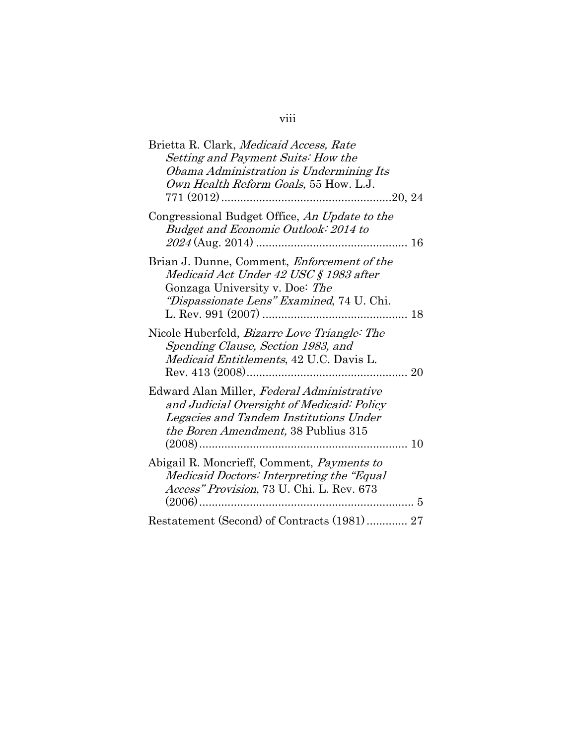Brietta R. Clark, *Medicaid Access, Rate Setting and Payment Suits: How the Obama Administration is Undermining Its Own Health Reform Goals*, 55 How. L.J. 771 (2012) ......................................................20, 24

Congressional Budget Office, *An Update to the Budget and Economic Outlook: 2014 to 2024* (Aug. 2014) ................................................ 16

Brian J. Dunne, Comment, *Enforcement of the Medicaid Act Under 42 USC § 1983 after* Gonzaga University v. Doe: *The "Dispassionate Lens" Examined*, 74 U. Chi. L. Rev. 991 (2007) .............................................. 18

Nicole Huberfeld, *Bizarre Love Triangle: The Spending Clause, Section 1983, and Medicaid Entitlements*, 42 U.C. Davis L. Rev. 413 (2008)................................................... 20

Edward Alan Miller, *Federal Administrative and Judicial Oversight of Medicaid: Policy Legacies and Tandem Institutions Under the Boren Amendment,* 38 Publius 315 (2008).................................................................. 10

Abigail R. Moncrieff, Comment, *Payments to Medicaid Doctors: Interpreting the "Equal Access" Provision*, 73 U. Chi. L. Rev. 673 (2006).................................................................... 5

Restatement (Second) of Contracts (1981) ............. 27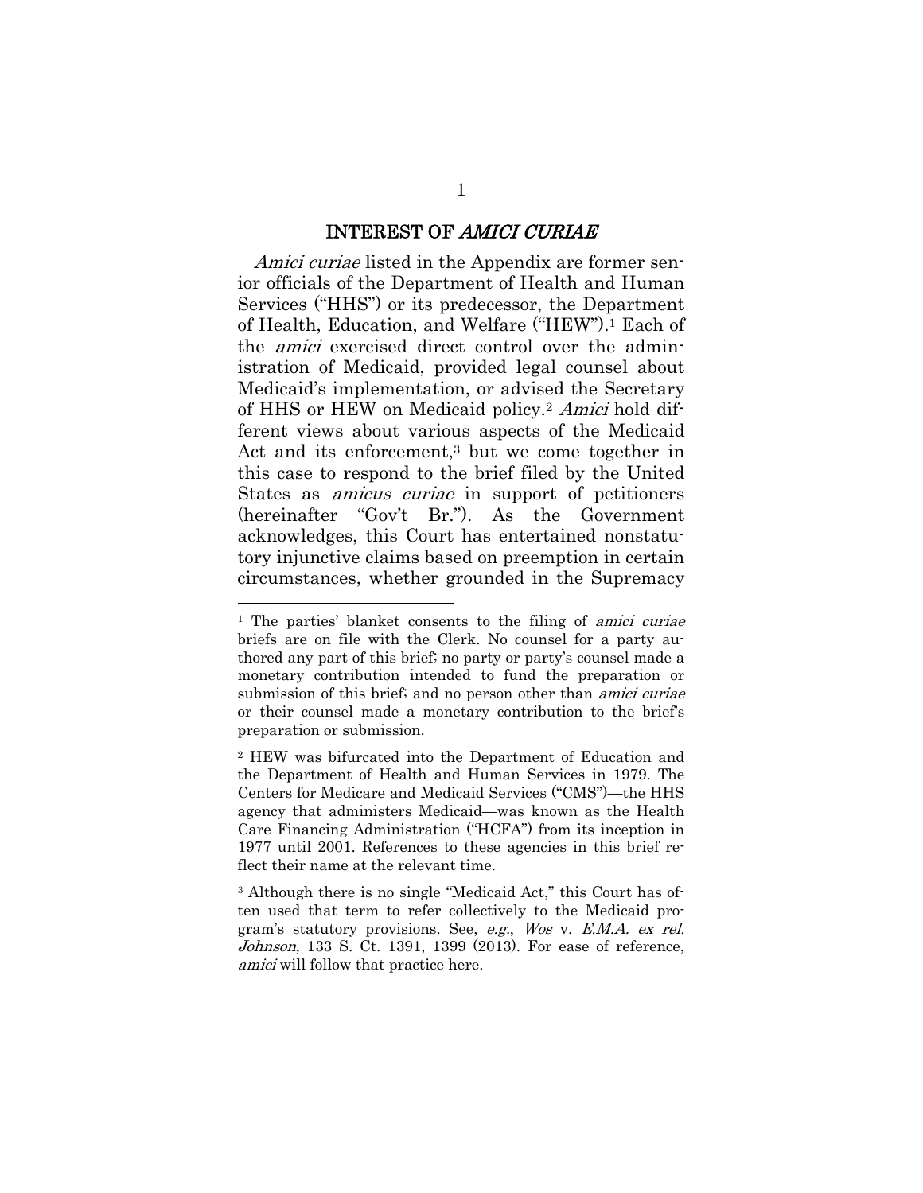## INTEREST OF *AMICI CURIAE*

*Amici curiae* listed in the Appendix are former senior officials of the Department of Health and Human Services ("HHS") or its predecessor, the Department of Health, Education, and Welfare ("HEW").[1] Each of the *amici* exercised direct control over the administration of Medicaid, provided legal counsel about Medicaid's implementation, or advised the Secretary of HHS or HEW on Medicaid policy.[2] *Amici* hold different views about various aspects of the Medicaid Act and its enforcement,[3] but we come together in this case to respond to the brief filed by the United States as *amicus curiae* in support of petitioners (hereinafter "Gov't Br."). As the Government acknowledges, this Court has entertained nonstatutory injunctive claims based on preemption in certain circumstances, whether grounded in the Supremacy

---

[1] The parties' blanket consents to the filing of *amici curiae* briefs are on file with the Clerk. No counsel for a party authored any part of this brief; no party or party's counsel made a monetary contribution intended to fund the preparation or submission of this brief; and no person other than *amici curiae* or their counsel made a monetary contribution to the brief's preparation or submission.

[2] HEW was bifurcated into the Department of Education and the Department of Health and Human Services in 1979. The Centers for Medicare and Medicaid Services ("CMS")—the HHS agency that administers Medicaid—was known as the Health Care Financing Administration ("HCFA") from its inception in 1977 until 2001. References to these agencies in this brief reflect their name at the relevant time.

[3] Although there is no single "Medicaid Act," this Court has often used that term to refer collectively to the Medicaid program's statutory provisions. See, *e.g.*, *Wos* v. *E.M.A. ex rel. Johnson*, 133 S. Ct. 1391, 1399 (2013). For ease of reference, *amici* will follow that practice here.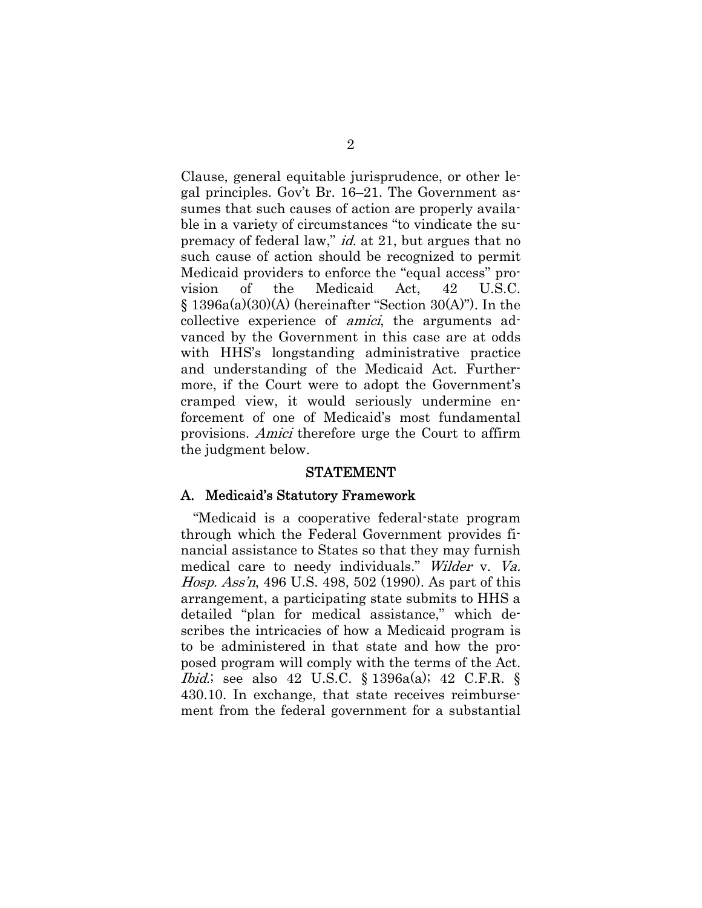Clause, general equitable jurisprudence, or other legal principles. Gov't Br. 16–21. The Government assumes that such causes of action are properly available in a variety of circumstances "to vindicate the supremacy of federal law," *id.* at 21, but argues that no such cause of action should be recognized to permit Medicaid providers to enforce the "equal access" provision of the Medicaid Act, 42 U.S.C. § 1396a(a)(30)(A) (hereinafter "Section 30(A)"). In the collective experience of *amici*, the arguments advanced by the Government in this case are at odds with HHS's longstanding administrative practice and understanding of the Medicaid Act. Furthermore, if the Court were to adopt the Government's cramped view, it would seriously undermine enforcement of one of Medicaid's most fundamental provisions. *Amici* therefore urge the Court to affirm the judgment below.

## STATEMENT

### A. Medicaid's Statutory Framework

"Medicaid is a cooperative federal-state program through which the Federal Government provides financial assistance to States so that they may furnish medical care to needy individuals." *Wilder* v. *Va. Hosp. Ass'n*, 496 U.S. 498, 502 (1990). As part of this arrangement, a participating state submits to HHS a detailed "plan for medical assistance," which describes the intricacies of how a Medicaid program is to be administered in that state and how the proposed program will comply with the terms of the Act. *Ibid.*; see also 42 U.S.C. § 1396a(a); 42 C.F.R. § 430.10. In exchange, that state receives reimbursement from the federal government for a substantial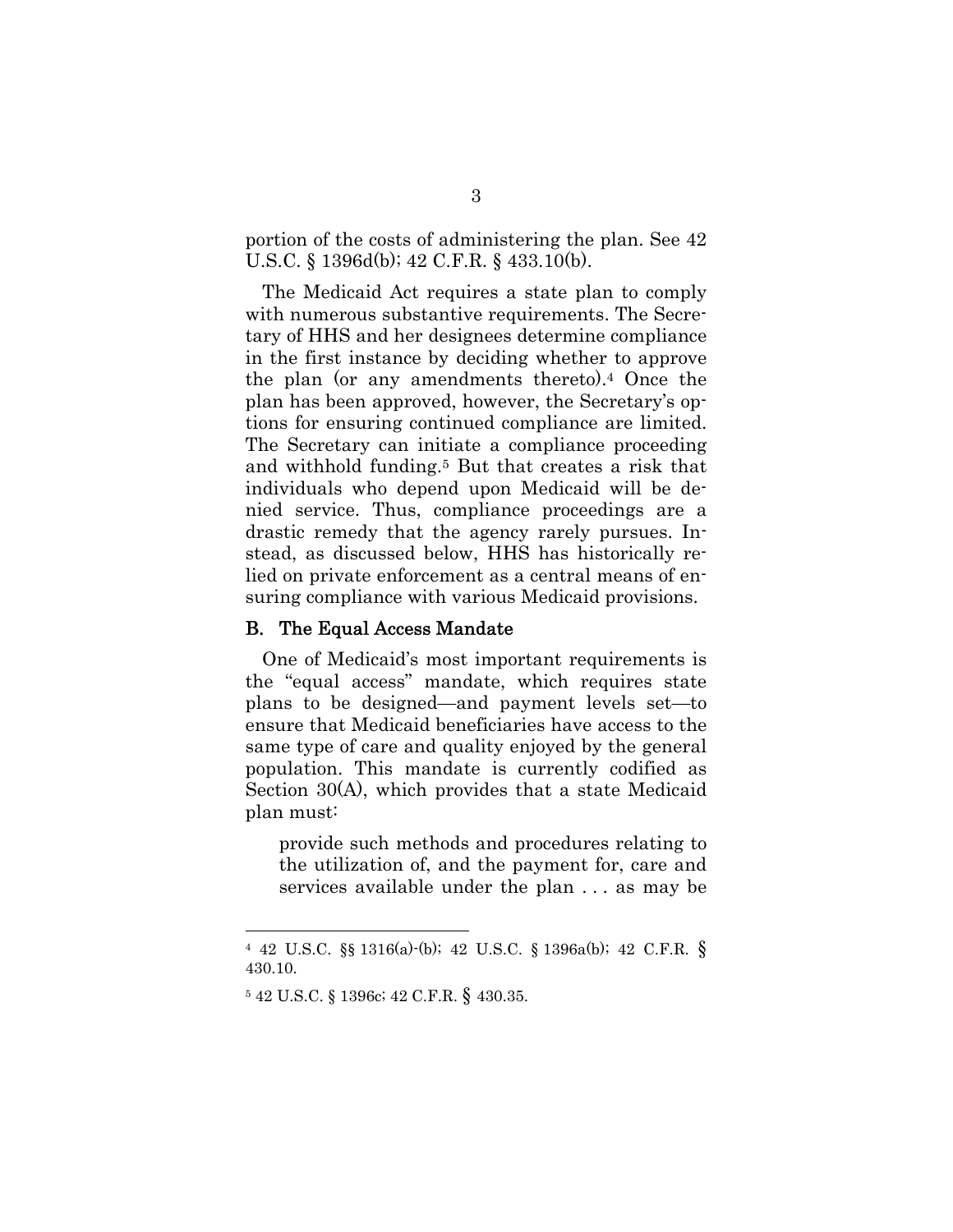portion of the costs of administering the plan. See 42 U.S.C. § 1396d(b); 42 C.F.R. § 433.10(b).

The Medicaid Act requires a state plan to comply with numerous substantive requirements. The Secretary of HHS and her designees determine compliance in the first instance by deciding whether to approve the plan (or any amendments thereto).[4] Once the plan has been approved, however, the Secretary's options for ensuring continued compliance are limited. The Secretary can initiate a compliance proceeding and withhold funding.[5] But that creates a risk that individuals who depend upon Medicaid will be denied service. Thus, compliance proceedings are a drastic remedy that the agency rarely pursues. Instead, as discussed below, HHS has historically relied on private enforcement as a central means of ensuring compliance with various Medicaid provisions.

### B. The Equal Access Mandate

One of Medicaid's most important requirements is the "equal access" mandate, which requires state plans to be designed—and payment levels set—to ensure that Medicaid beneficiaries have access to the same type of care and quality enjoyed by the general population. This mandate is currently codified as Section 30(A), which provides that a state Medicaid plan must:

> provide such methods and procedures relating to the utilization of, and the payment for, care and services available under the plan . . . as may be

---

[4] 42 U.S.C. §§ 1316(a)-(b); 42 U.S.C. § 1396a(b); 42 C.F.R. § 430.10.

[5] 42 U.S.C. § 1396c; 42 C.F.R. § 430.35.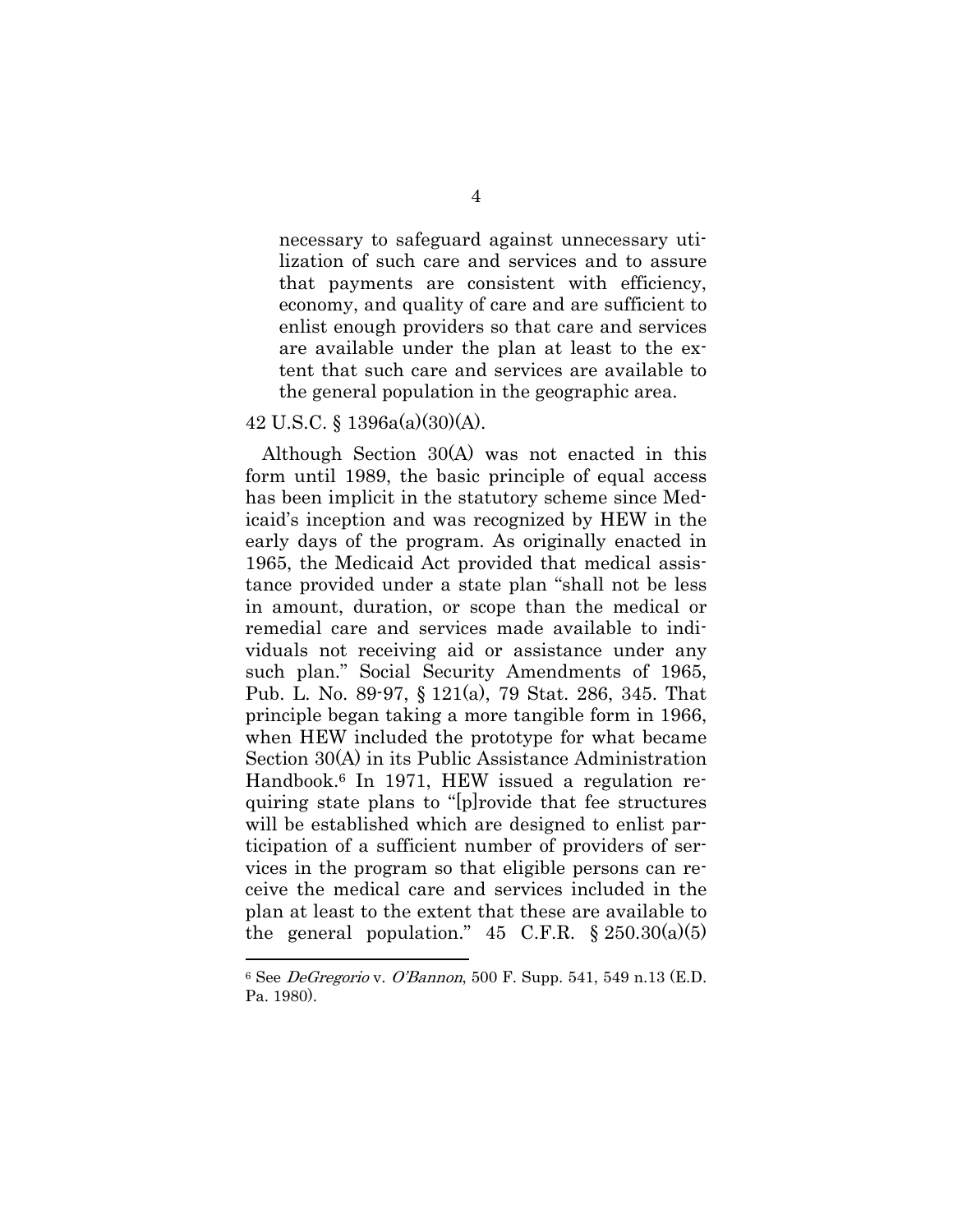> necessary to safeguard against unnecessary utilization of such care and services and to assure that payments are consistent with efficiency, economy, and quality of care and are sufficient to enlist enough providers so that care and services are available under the plan at least to the extent that such care and services are available to the general population in the geographic area.

42 U.S.C. § 1396a(a)(30)(A).

Although Section 30(A) was not enacted in this form until 1989, the basic principle of equal access has been implicit in the statutory scheme since Medicaid's inception and was recognized by HEW in the early days of the program. As originally enacted in 1965, the Medicaid Act provided that medical assistance provided under a state plan "shall not be less in amount, duration, or scope than the medical or remedial care and services made available to individuals not receiving aid or assistance under any such plan." Social Security Amendments of 1965, Pub. L. No. 89-97, § 121(a), 79 Stat. 286, 345. That principle began taking a more tangible form in 1966, when HEW included the prototype for what became Section 30(A) in its Public Assistance Administration Handbook.[6] In 1971, HEW issued a regulation requiring state plans to "[p]rovide that fee structures will be established which are designed to enlist participation of a sufficient number of providers of services in the program so that eligible persons can receive the medical care and services included in the plan at least to the extent that these are available to the general population." 45 C.F.R. § 250.30(a)(5)

---

[6] See *DeGregorio* v. *O'Bannon*, 500 F. Supp. 541, 549 n.13 (E.D. Pa. 1980).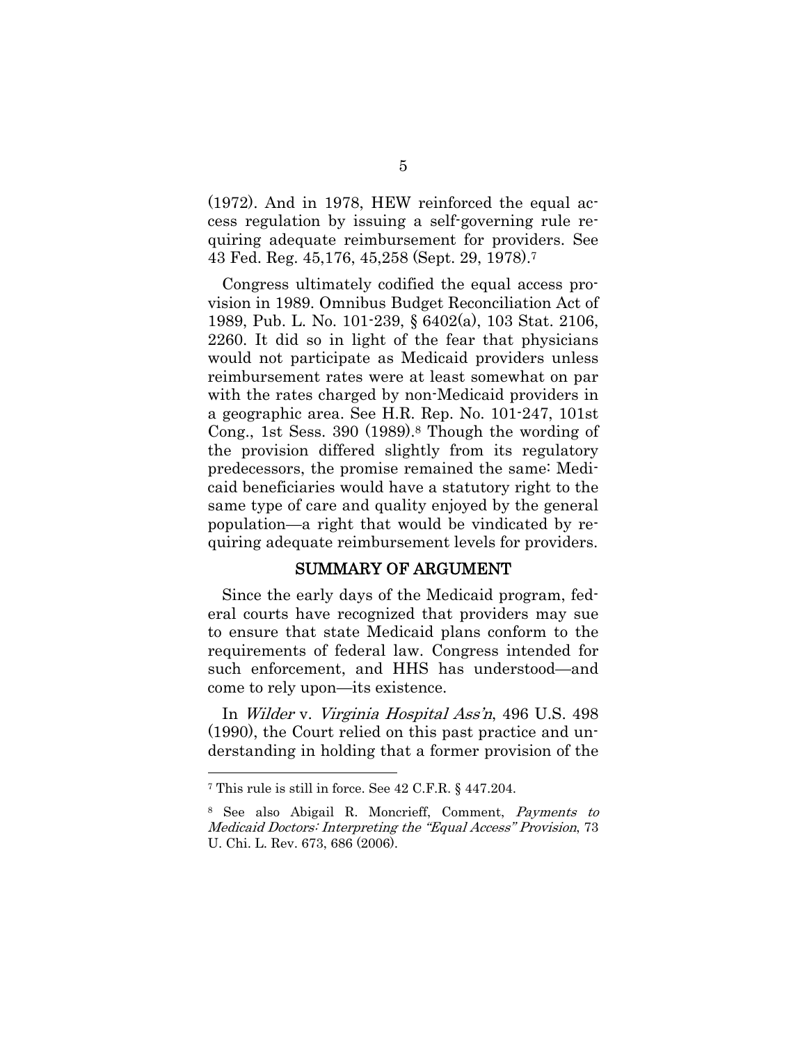(1972). And in 1978, HEW reinforced the equal access regulation by issuing a self-governing rule requiring adequate reimbursement for providers. See 43 Fed. Reg. 45,176, 45,258 (Sept. 29, 1978).[7]

Congress ultimately codified the equal access provision in 1989. Omnibus Budget Reconciliation Act of 1989, Pub. L. No. 101-239, § 6402(a), 103 Stat. 2106, 2260. It did so in light of the fear that physicians would not participate as Medicaid providers unless reimbursement rates were at least somewhat on par with the rates charged by non-Medicaid providers in a geographic area. See H.R. Rep. No. 101-247, 101st Cong., 1st Sess. 390 (1989).[8] Though the wording of the provision differed slightly from its regulatory predecessors, the promise remained the same: Medicaid beneficiaries would have a statutory right to the same type of care and quality enjoyed by the general population—a right that would be vindicated by requiring adequate reimbursement levels for providers.

## SUMMARY OF ARGUMENT

Since the early days of the Medicaid program, federal courts have recognized that providers may sue to ensure that state Medicaid plans conform to the requirements of federal law. Congress intended for such enforcement, and HHS has understood—and come to rely upon—its existence.

In *Wilder* v. *Virginia Hospital Ass'n*, 496 U.S. 498 (1990), the Court relied on this past practice and understanding in holding that a former provision of the

---

[7] This rule is still in force. See 42 C.F.R. § 447.204.

[8] See also Abigail R. Moncrieff, Comment, *Payments to Medicaid Doctors: Interpreting the "Equal Access" Provision*, 73 U. Chi. L. Rev. 673, 686 (2006).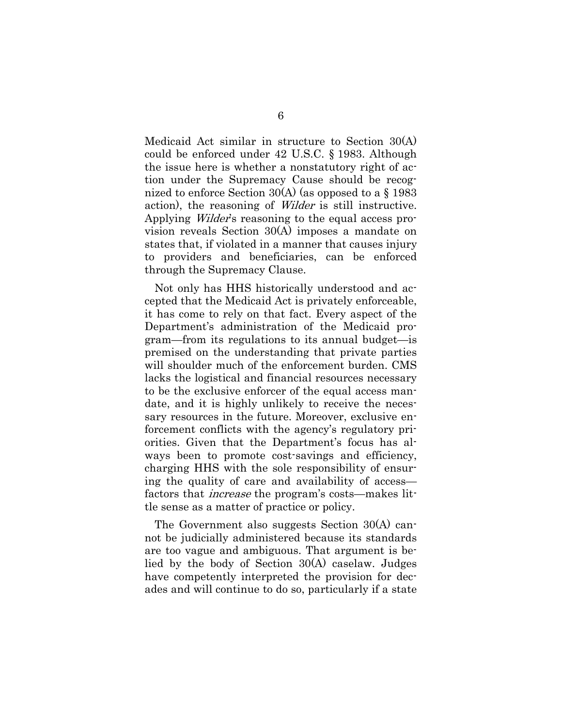Medicaid Act similar in structure to Section 30(A) could be enforced under 42 U.S.C. § 1983. Although the issue here is whether a nonstatutory right of action under the Supremacy Cause should be recognized to enforce Section 30(A) (as opposed to a § 1983 action), the reasoning of *Wilder* is still instructive. Applying *Wilder*'s reasoning to the equal access provision reveals Section 30(A) imposes a mandate on states that, if violated in a manner that causes injury to providers and beneficiaries, can be enforced through the Supremacy Clause.

Not only has HHS historically understood and accepted that the Medicaid Act is privately enforceable, it has come to rely on that fact. Every aspect of the Department's administration of the Medicaid program—from its regulations to its annual budget—is premised on the understanding that private parties will shoulder much of the enforcement burden. CMS lacks the logistical and financial resources necessary to be the exclusive enforcer of the equal access mandate, and it is highly unlikely to receive the necessary resources in the future. Moreover, exclusive enforcement conflicts with the agency's regulatory priorities. Given that the Department's focus has always been to promote cost-savings and efficiency, charging HHS with the sole responsibility of ensuring the quality of care and availability of access—factors that *increase* the program's costs—makes little sense as a matter of practice or policy.

The Government also suggests Section 30(A) cannot be judicially administered because its standards are too vague and ambiguous. That argument is belied by the body of Section 30(A) caselaw. Judges have competently interpreted the provision for decades and will continue to do so, particularly if a state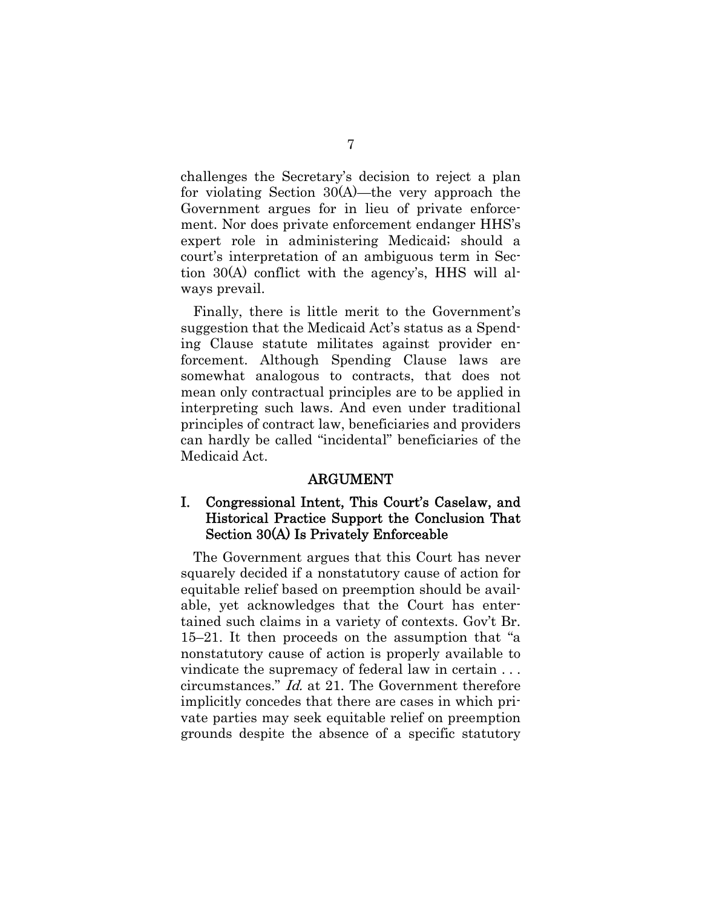challenges the Secretary's decision to reject a plan for violating Section 30(A)—the very approach the Government argues for in lieu of private enforcement. Nor does private enforcement endanger HHS's expert role in administering Medicaid; should a court's interpretation of an ambiguous term in Section 30(A) conflict with the agency's, HHS will always prevail.

Finally, there is little merit to the Government's suggestion that the Medicaid Act's status as a Spending Clause statute militates against provider enforcement. Although Spending Clause laws are somewhat analogous to contracts, that does not mean only contractual principles are to be applied in interpreting such laws. And even under traditional principles of contract law, beneficiaries and providers can hardly be called "incidental" beneficiaries of the Medicaid Act.

## ARGUMENT

### I. Congressional Intent, This Court's Caselaw, and Historical Practice Support the Conclusion That Section 30(A) Is Privately Enforceable

The Government argues that this Court has never squarely decided if a nonstatutory cause of action for equitable relief based on preemption should be available, yet acknowledges that the Court has entertained such claims in a variety of contexts. Gov't Br. 15–21. It then proceeds on the assumption that "a nonstatutory cause of action is properly available to vindicate the supremacy of federal law in certain . . . circumstances." *Id.* at 21. The Government therefore implicitly concedes that there are cases in which private parties may seek equitable relief on preemption grounds despite the absence of a specific statutory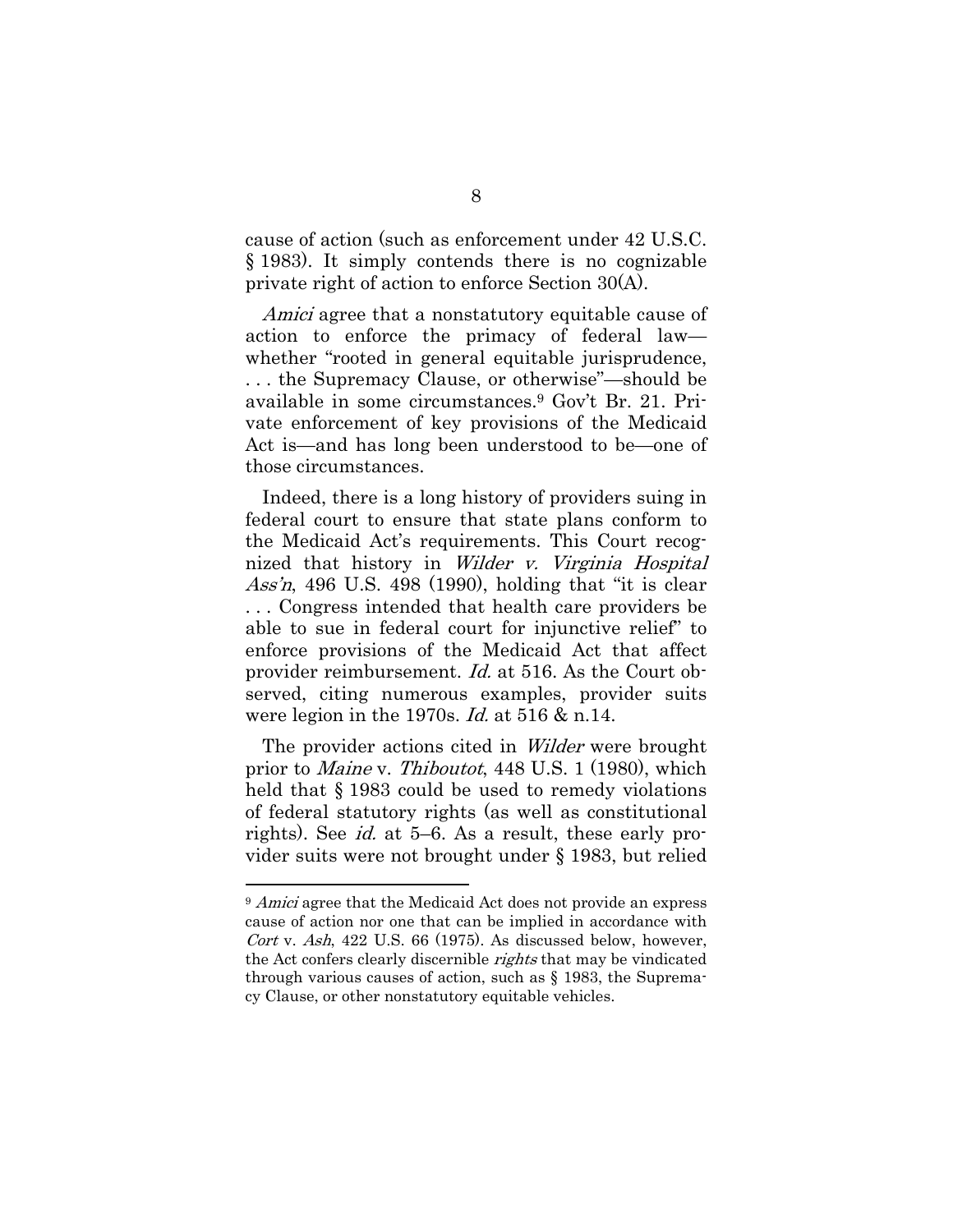cause of action (such as enforcement under 42 U.S.C. § 1983). It simply contends there is no cognizable private right of action to enforce Section 30(A).

*Amici* agree that a nonstatutory equitable cause of action to enforce the primacy of federal law—whether "rooted in general equitable jurisprudence, . . . the Supremacy Clause, or otherwise"—should be available in some circumstances.[9] Gov't Br. 21. Private enforcement of key provisions of the Medicaid Act is—and has long been understood to be—one of those circumstances.

Indeed, there is a long history of providers suing in federal court to ensure that state plans conform to the Medicaid Act's requirements. This Court recognized that history in *Wilder v. Virginia Hospital Ass'n*, 496 U.S. 498 (1990), holding that "it is clear . . . Congress intended that health care providers be able to sue in federal court for injunctive relief" to enforce provisions of the Medicaid Act that affect provider reimbursement. *Id.* at 516. As the Court observed, citing numerous examples, provider suits were legion in the 1970s. *Id.* at 516 & n.14.

The provider actions cited in *Wilder* were brought prior to *Maine* v. *Thiboutot*, 448 U.S. 1 (1980), which held that § 1983 could be used to remedy violations of federal statutory rights (as well as constitutional rights). See *id.* at 5–6. As a result, these early provider suits were not brought under § 1983, but relied

---

[9] *Amici* agree that the Medicaid Act does not provide an express cause of action nor one that can be implied in accordance with *Cort* v. *Ash*, 422 U.S. 66 (1975). As discussed below, however, the Act confers clearly discernible *rights* that may be vindicated through various causes of action, such as § 1983, the Supremacy Clause, or other nonstatutory equitable vehicles.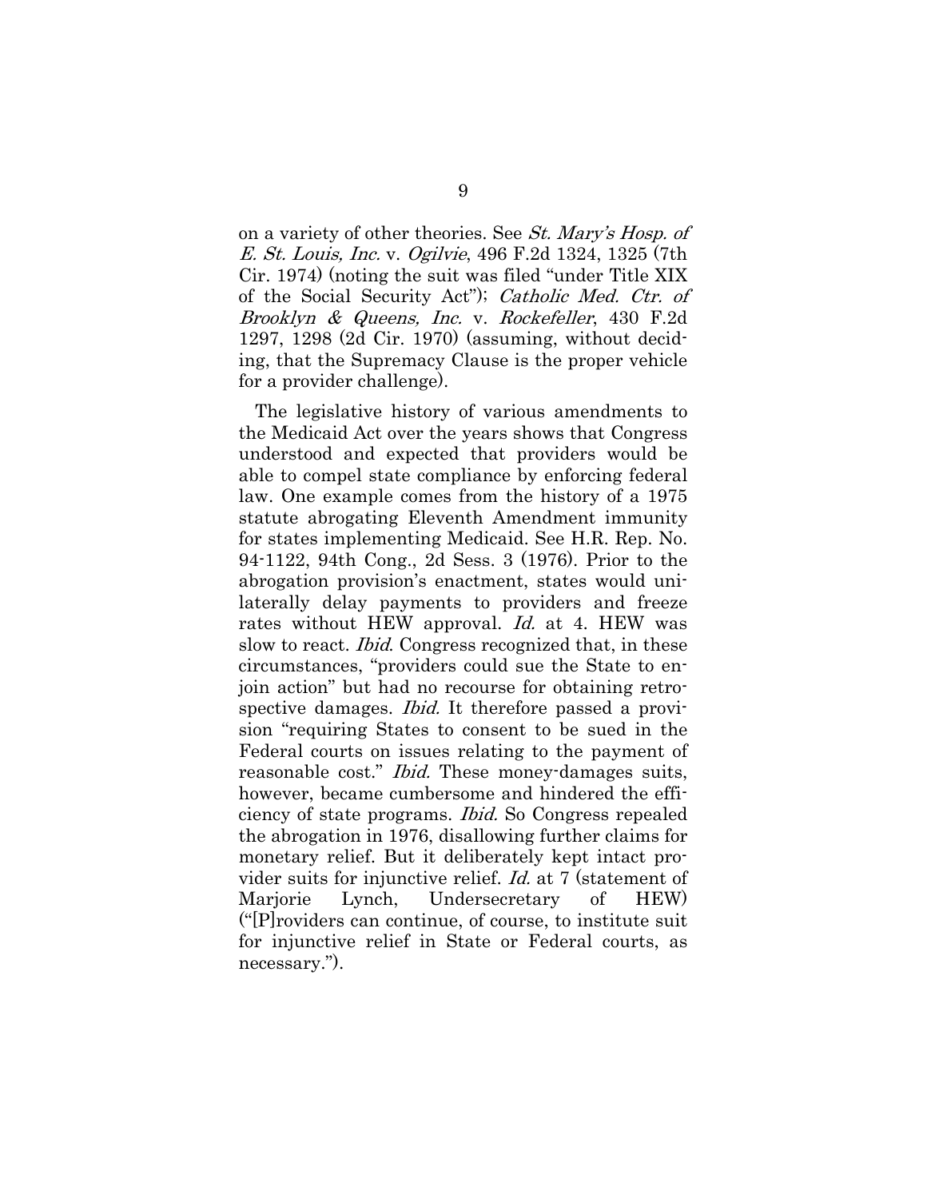on a variety of other theories. See *St. Mary's Hosp. of E. St. Louis, Inc.* v. *Ogilvie*, 496 F.2d 1324, 1325 (7th Cir. 1974) (noting the suit was filed "under Title XIX of the Social Security Act"); *Catholic Med. Ctr. of Brooklyn & Queens, Inc.* v. *Rockefeller*, 430 F.2d 1297, 1298 (2d Cir. 1970) (assuming, without deciding, that the Supremacy Clause is the proper vehicle for a provider challenge).

The legislative history of various amendments to the Medicaid Act over the years shows that Congress understood and expected that providers would be able to compel state compliance by enforcing federal law. One example comes from the history of a 1975 statute abrogating Eleventh Amendment immunity for states implementing Medicaid. See H.R. Rep. No. 94-1122, 94th Cong., 2d Sess. 3 (1976). Prior to the abrogation provision's enactment, states would unilaterally delay payments to providers and freeze rates without HEW approval. *Id.* at 4. HEW was slow to react. *Ibid.* Congress recognized that, in these circumstances, "providers could sue the State to enjoin action" but had no recourse for obtaining retrospective damages. *Ibid.* It therefore passed a provision "requiring States to consent to be sued in the Federal courts on issues relating to the payment of reasonable cost." *Ibid.* These money-damages suits, however, became cumbersome and hindered the efficiency of state programs. *Ibid.* So Congress repealed the abrogation in 1976, disallowing further claims for monetary relief. But it deliberately kept intact provider suits for injunctive relief. *Id.* at 7 (statement of Marjorie Lynch, Undersecretary of HEW) ("[P]roviders can continue, of course, to institute suit for injunctive relief in State or Federal courts, as necessary.").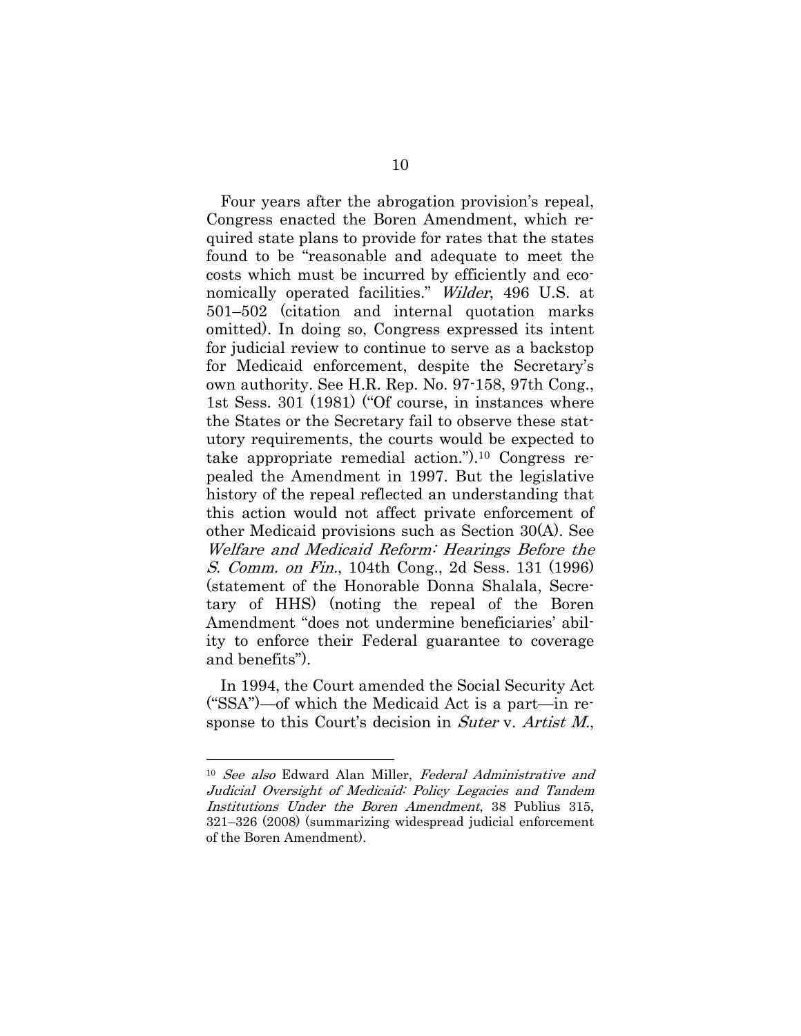Four years after the abrogation provision's repeal, Congress enacted the Boren Amendment, which required state plans to provide for rates that the states found to be "reasonable and adequate to meet the costs which must be incurred by efficiently and economically operated facilities." *Wilder*, 496 U.S. at 501–502 (citation and internal quotation marks omitted). In doing so, Congress expressed its intent for judicial review to continue to serve as a backstop for Medicaid enforcement, despite the Secretary's own authority. See H.R. Rep. No. 97-158, 97th Cong., 1st Sess. 301 (1981) ("Of course, in instances where the States or the Secretary fail to observe these statutory requirements, the courts would be expected to take appropriate remedial action.").[10] Congress repealed the Amendment in 1997. But the legislative history of the repeal reflected an understanding that this action would not affect private enforcement of other Medicaid provisions such as Section 30(A). See *Welfare and Medicaid Reform: Hearings Before the S. Comm. on Fin.*, 104th Cong., 2d Sess. 131 (1996) (statement of the Honorable Donna Shalala, Secretary of HHS) (noting the repeal of the Boren Amendment "does not undermine beneficiaries' ability to enforce their Federal guarantee to coverage and benefits").

In 1994, the Court amended the Social Security Act ("SSA")—of which the Medicaid Act is a part—in response to this Court's decision in *Suter* v. *Artist M.*,

---

[10] *See also* Edward Alan Miller, *Federal Administrative and Judicial Oversight of Medicaid: Policy Legacies and Tandem Institutions Under the Boren Amendment*, 38 Publius 315, 321–326 (2008) (summarizing widespread judicial enforcement of the Boren Amendment).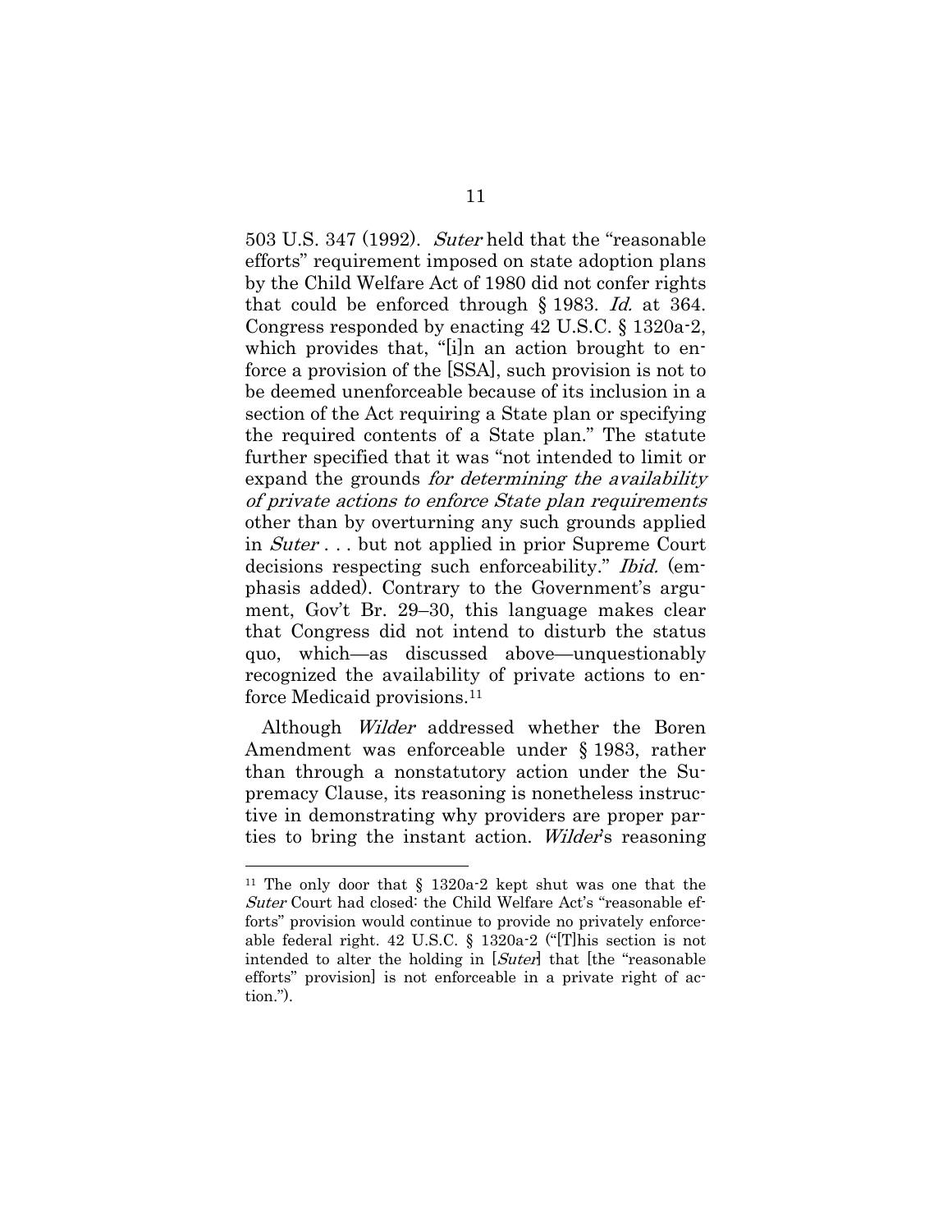503 U.S. 347 (1992). *Suter* held that the "reasonable efforts" requirement imposed on state adoption plans by the Child Welfare Act of 1980 did not confer rights that could be enforced through § 1983. *Id.* at 364. Congress responded by enacting 42 U.S.C. § 1320a-2, which provides that, "[i]n an action brought to enforce a provision of the [SSA], such provision is not to be deemed unenforceable because of its inclusion in a section of the Act requiring a State plan or specifying the required contents of a State plan." The statute further specified that it was "not intended to limit or expand the grounds *for determining the availability of private actions to enforce State plan requirements* other than by overturning any such grounds applied in *Suter* . . . but not applied in prior Supreme Court decisions respecting such enforceability." *Ibid.* (emphasis added). Contrary to the Government's argument, Gov't Br. 29–30, this language makes clear that Congress did not intend to disturb the status quo, which—as discussed above—unquestionably recognized the availability of private actions to enforce Medicaid provisions.[11]

Although *Wilder* addressed whether the Boren Amendment was enforceable under § 1983, rather than through a nonstatutory action under the Supremacy Clause, its reasoning is nonetheless instructive in demonstrating why providers are proper parties to bring the instant action. *Wilder*'s reasoning

---

[11] The only door that § 1320a-2 kept shut was one that the *Suter* Court had closed: the Child Welfare Act's "reasonable efforts" provision would continue to provide no privately enforceable federal right. 42 U.S.C. § 1320a-2 ("[T]his section is not intended to alter the holding in [*Suter*] that [the "reasonable efforts" provision] is not enforceable in a private right of action.").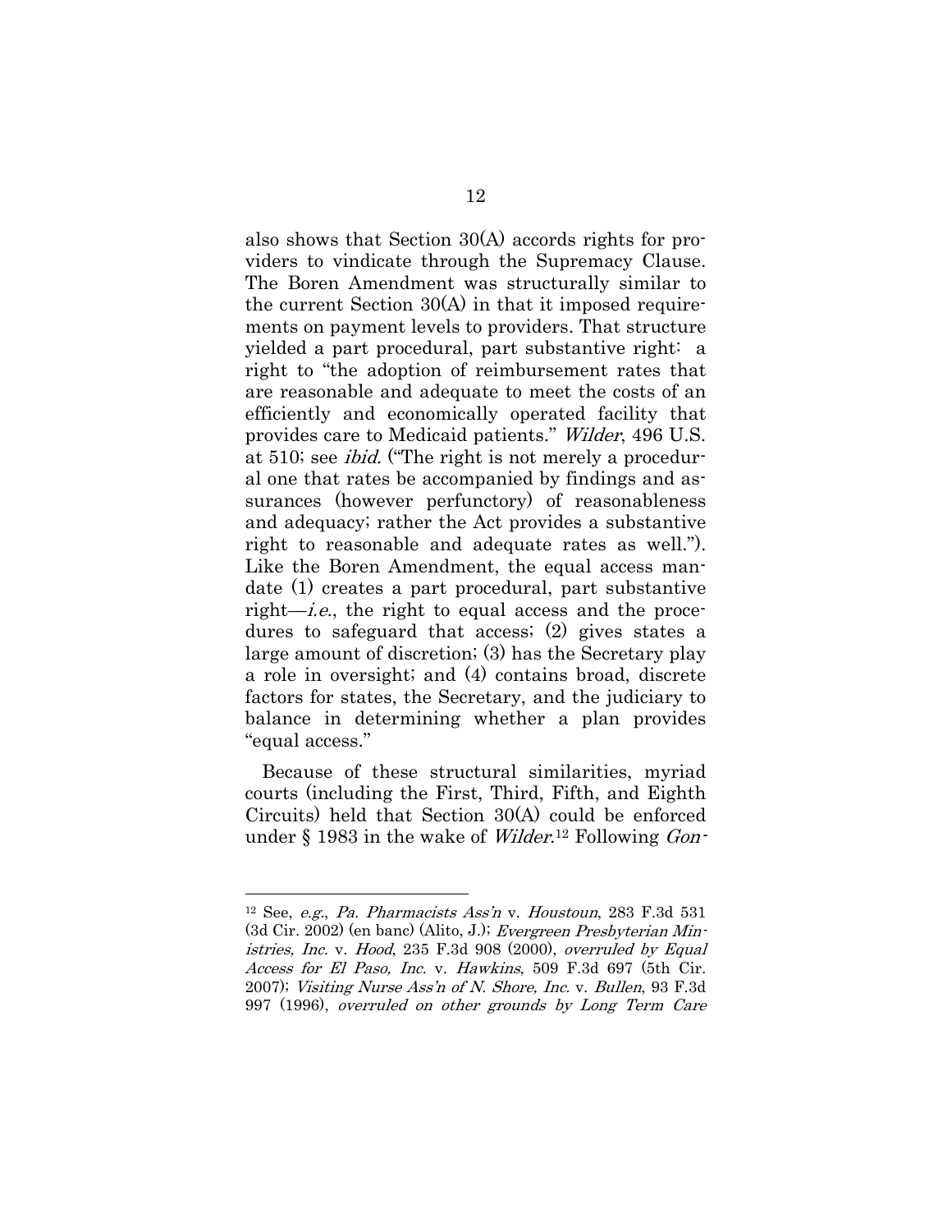also shows that Section 30(A) accords rights for providers to vindicate through the Supremacy Clause. The Boren Amendment was structurally similar to the current Section 30(A) in that it imposed requirements on payment levels to providers. That structure yielded a part procedural, part substantive right: a right to "the adoption of reimbursement rates that are reasonable and adequate to meet the costs of an efficiently and economically operated facility that provides care to Medicaid patients." *Wilder*, 496 U.S. at 510; see *ibid.* ("The right is not merely a procedural one that rates be accompanied by findings and assurances (however perfunctory) of reasonableness and adequacy; rather the Act provides a substantive right to reasonable and adequate rates as well."). Like the Boren Amendment, the equal access mandate (1) creates a part procedural, part substantive right—*i.e.*, the right to equal access and the procedures to safeguard that access; (2) gives states a large amount of discretion; (3) has the Secretary play a role in oversight; and (4) contains broad, discrete factors for states, the Secretary, and the judiciary to balance in determining whether a plan provides "equal access."

Because of these structural similarities, myriad courts (including the First, Third, Fifth, and Eighth Circuits) held that Section 30(A) could be enforced under § 1983 in the wake of *Wilder*.[12] Following *Gon-*

---

[12] See, *e.g.*, *Pa. Pharmacists Ass'n* v. *Houstoun*, 283 F.3d 531 (3d Cir. 2002) (en banc) (Alito, J.); *Evergreen Presbyterian Ministries, Inc.* v. *Hood*, 235 F.3d 908 (2000), *overruled by Equal Access for El Paso, Inc.* v. *Hawkins*, 509 F.3d 697 (5th Cir. 2007); *Visiting Nurse Ass'n of N. Shore, Inc.* v. *Bullen*, 93 F.3d 997 (1996), *overruled on other grounds by Long Term Care*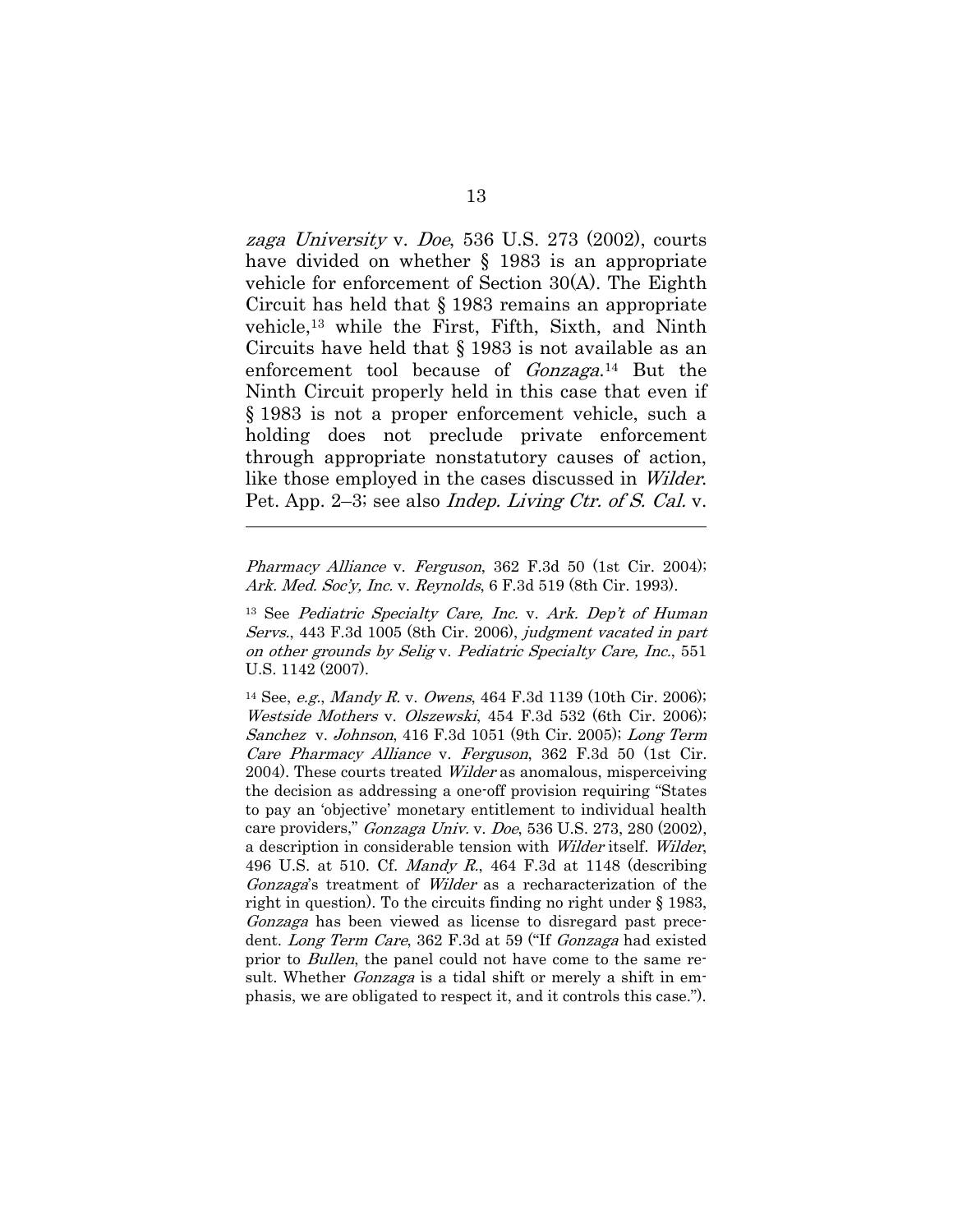*zaga University* v. *Doe*, 536 U.S. 273 (2002), courts have divided on whether § 1983 is an appropriate vehicle for enforcement of Section 30(A). The Eighth Circuit has held that § 1983 remains an appropriate vehicle,[13] while the First, Fifth, Sixth, and Ninth Circuits have held that § 1983 is not available as an enforcement tool because of *Gonzaga*.[14] But the Ninth Circuit properly held in this case that even if § 1983 is not a proper enforcement vehicle, such a holding does not preclude private enforcement through appropriate nonstatutory causes of action, like those employed in the cases discussed in *Wilder*. Pet. App. 2–3; see also *Indep. Living Ctr. of S. Cal.* v.

---

*Pharmacy Alliance* v. *Ferguson*, 362 F.3d 50 (1st Cir. 2004); *Ark. Med. Soc'y, Inc.* v. *Reynolds*, 6 F.3d 519 (8th Cir. 1993).

[13] See *Pediatric Specialty Care, Inc.* v. *Ark. Dep't of Human Servs.*, 443 F.3d 1005 (8th Cir. 2006), *judgment vacated in part on other grounds by Selig* v. *Pediatric Specialty Care, Inc.*, 551 U.S. 1142 (2007).

[14] See, *e.g.*, *Mandy R.* v. *Owens*, 464 F.3d 1139 (10th Cir. 2006); *Westside Mothers* v. *Olszewski*, 454 F.3d 532 (6th Cir. 2006); *Sanchez* v. *Johnson*, 416 F.3d 1051 (9th Cir. 2005); *Long Term Care Pharmacy Alliance* v. *Ferguson*, 362 F.3d 50 (1st Cir. 2004). These courts treated *Wilder* as anomalous, misperceiving the decision as addressing a one-off provision requiring "States to pay an 'objective' monetary entitlement to individual health care providers," *Gonzaga Univ.* v. *Doe*, 536 U.S. 273, 280 (2002), a description in considerable tension with *Wilder* itself. *Wilder*, 496 U.S. at 510. Cf. *Mandy R.*, 464 F.3d at 1148 (describing *Gonzaga*'s treatment of *Wilder* as a recharacterization of the right in question). To the circuits finding no right under § 1983, *Gonzaga* has been viewed as license to disregard past precedent. *Long Term Care*, 362 F.3d at 59 ("If *Gonzaga* had existed prior to *Bullen*, the panel could not have come to the same result. Whether *Gonzaga* is a tidal shift or merely a shift in emphasis, we are obligated to respect it, and it controls this case.").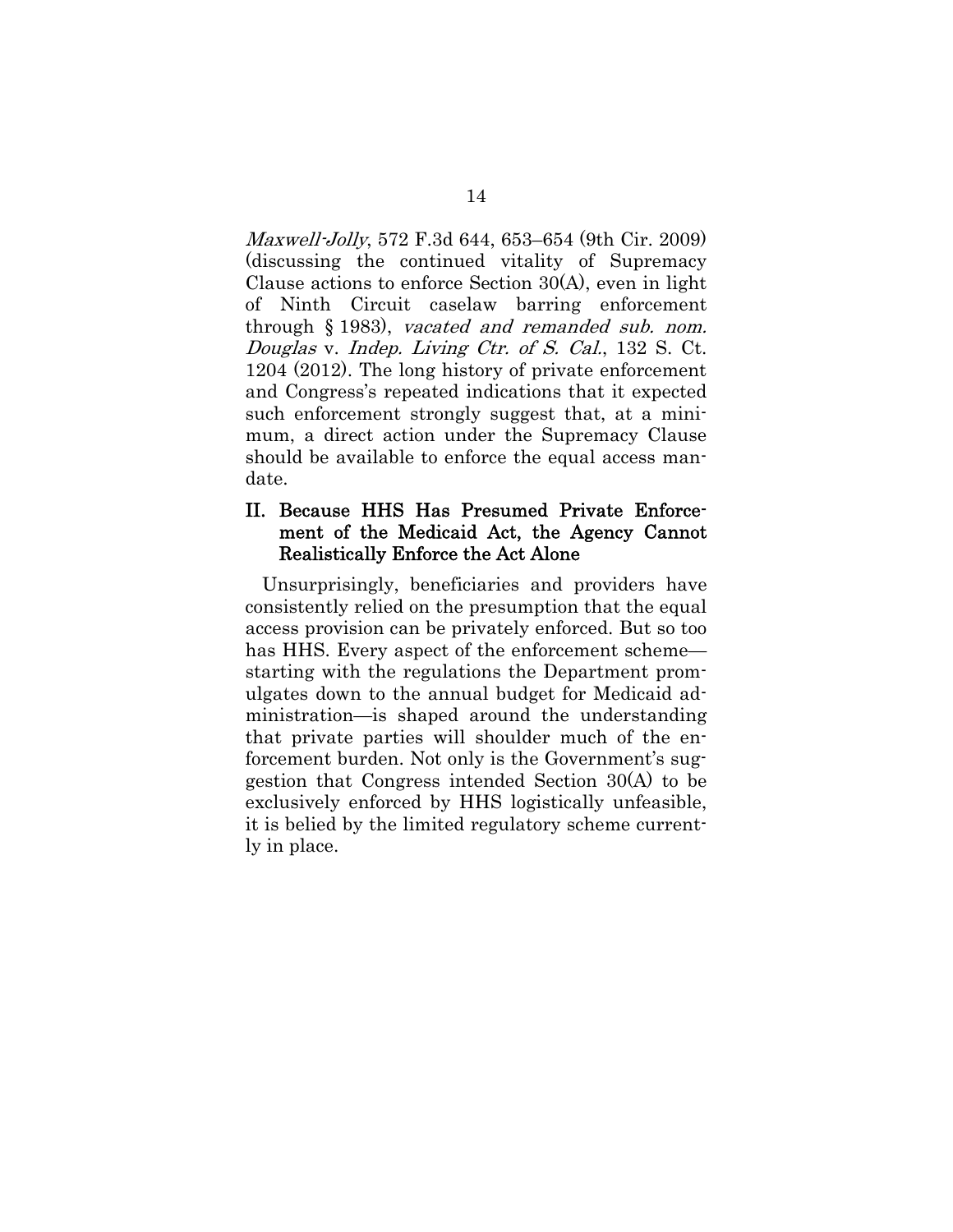*Maxwell-Jolly*, 572 F.3d 644, 653–654 (9th Cir. 2009) (discussing the continued vitality of Supremacy Clause actions to enforce Section 30(A), even in light of Ninth Circuit caselaw barring enforcement through § 1983), *vacated and remanded sub. nom. Douglas* v. *Indep. Living Ctr. of S. Cal.*, 132 S. Ct. 1204 (2012). The long history of private enforcement and Congress's repeated indications that it expected such enforcement strongly suggest that, at a minimum, a direct action under the Supremacy Clause should be available to enforce the equal access mandate.

## II. Because HHS Has Presumed Private Enforcement of the Medicaid Act, the Agency Cannot Realistically Enforce the Act Alone

Unsurprisingly, beneficiaries and providers have consistently relied on the presumption that the equal access provision can be privately enforced. But so too has HHS. Every aspect of the enforcement scheme—starting with the regulations the Department promulgates down to the annual budget for Medicaid administration—is shaped around the understanding that private parties will shoulder much of the enforcement burden. Not only is the Government's suggestion that Congress intended Section 30(A) to be exclusively enforced by HHS logistically unfeasible, it is belied by the limited regulatory scheme currently in place.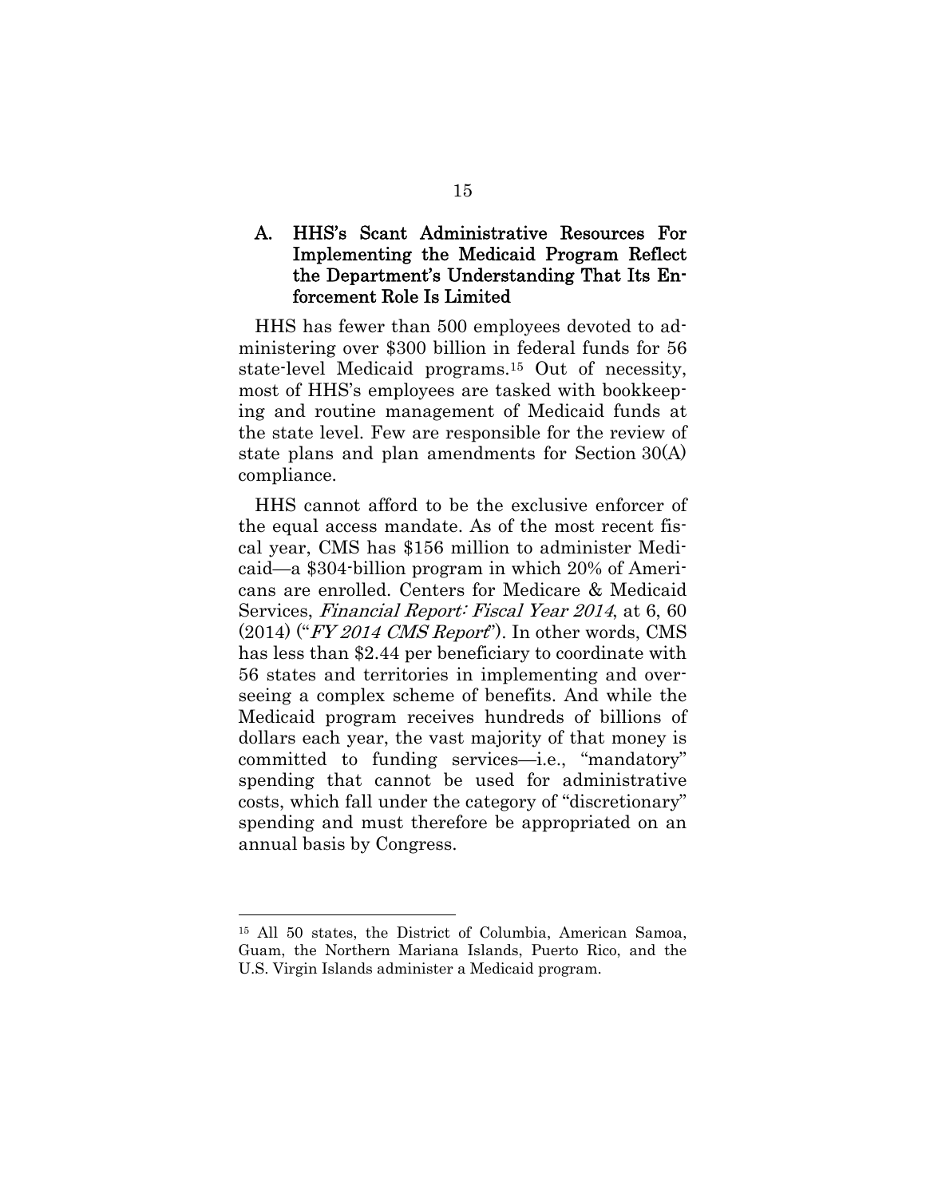### A. HHS's Scant Administrative Resources For Implementing the Medicaid Program Reflect the Department's Understanding That Its Enforcement Role Is Limited

HHS has fewer than 500 employees devoted to administering over $300 billion in federal funds for 56 state-level Medicaid programs.[15] Out of necessity, most of HHS's employees are tasked with bookkeeping and routine management of Medicaid funds at the state level. Few are responsible for the review of state plans and plan amendments for Section 30(A) compliance.

HHS cannot afford to be the exclusive enforcer of the equal access mandate. As of the most recent fiscal year, CMS has $156 million to administer Medicaid—a $304-billion program in which 20% of Americans are enrolled. Centers for Medicare & Medicaid Services, *Financial Report: Fiscal Year 2014*, at 6, 60 (2014) ("*FY 2014 CMS Report*"). In other words, CMS has less than $2.44 per beneficiary to coordinate with 56 states and territories in implementing and overseeing a complex scheme of benefits. And while the Medicaid program receives hundreds of billions of dollars each year, the vast majority of that money is committed to funding services—i.e., "mandatory" spending that cannot be used for administrative costs, which fall under the category of "discretionary" spending and must therefore be appropriated on an annual basis by Congress.

---

[15] All 50 states, the District of Columbia, American Samoa, Guam, the Northern Mariana Islands, Puerto Rico, and the U.S. Virgin Islands administer a Medicaid program.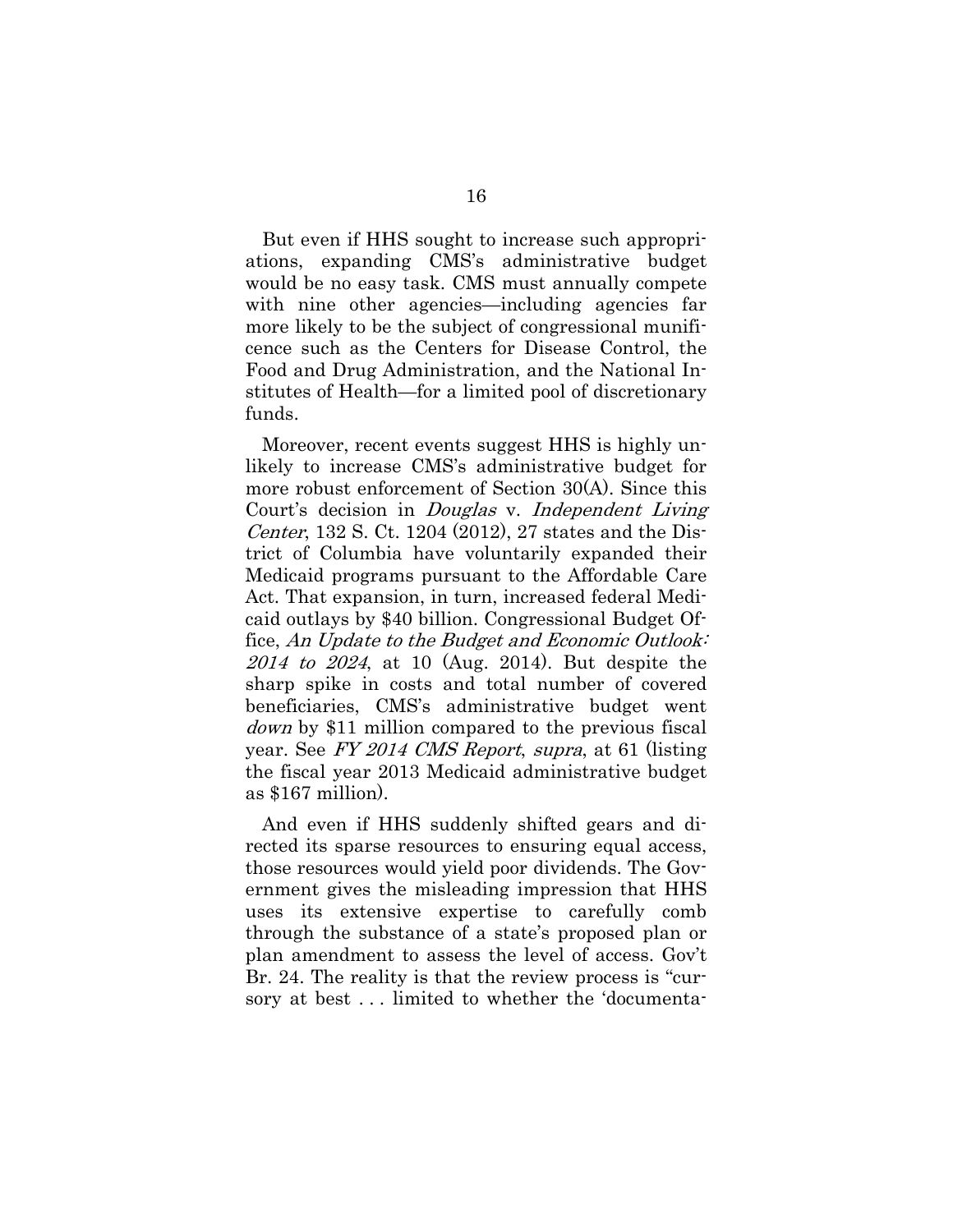But even if HHS sought to increase such appropriations, expanding CMS's administrative budget would be no easy task. CMS must annually compete with nine other agencies—including agencies far more likely to be the subject of congressional munificence such as the Centers for Disease Control, the Food and Drug Administration, and the National Institutes of Health—for a limited pool of discretionary funds.

Moreover, recent events suggest HHS is highly unlikely to increase CMS's administrative budget for more robust enforcement of Section 30(A). Since this Court's decision in *Douglas* v. *Independent Living Center*, 132 S. Ct. 1204 (2012), 27 states and the District of Columbia have voluntarily expanded their Medicaid programs pursuant to the Affordable Care Act. That expansion, in turn, increased federal Medicaid outlays by $40 billion. Congressional Budget Office, *An Update to the Budget and Economic Outlook: 2014 to 2024*, at 10 (Aug. 2014). But despite the sharp spike in costs and total number of covered beneficiaries, CMS's administrative budget went *down* by $11 million compared to the previous fiscal year. See *FY 2014 CMS Report*, *supra*, at 61 (listing the fiscal year 2013 Medicaid administrative budget as $167 million).

And even if HHS suddenly shifted gears and directed its sparse resources to ensuring equal access, those resources would yield poor dividends. The Government gives the misleading impression that HHS uses its extensive expertise to carefully comb through the substance of a state's proposed plan or plan amendment to assess the level of access. Gov't Br. 24. The reality is that the review process is "cursory at best . . . limited to whether the 'documenta-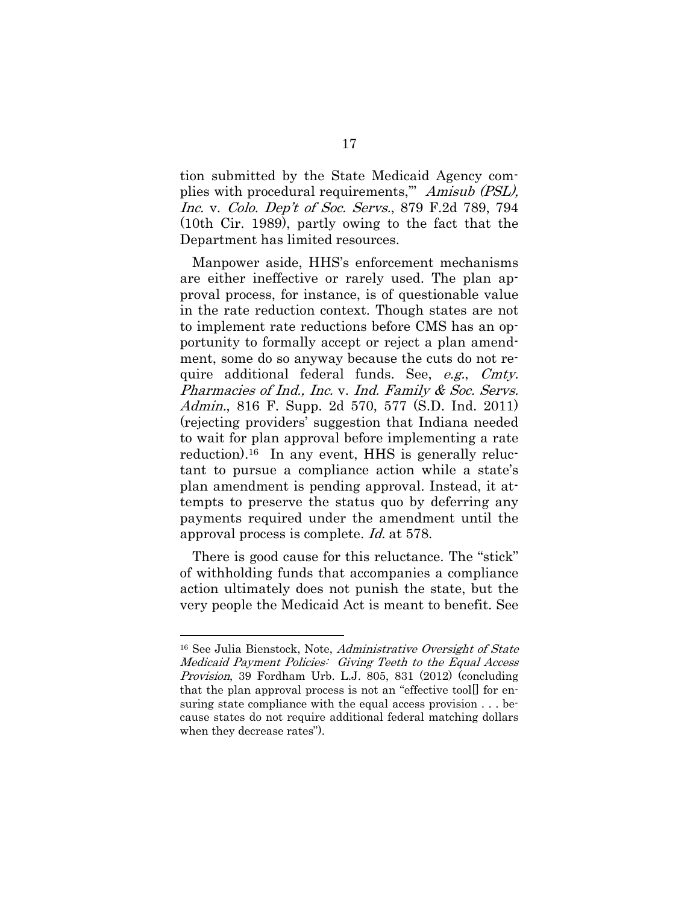tion submitted by the State Medicaid Agency complies with procedural requirements,'" *Amisub (PSL), Inc.* v. *Colo. Dep't of Soc. Servs.*, 879 F.2d 789, 794 (10th Cir. 1989), partly owing to the fact that the Department has limited resources.

Manpower aside, HHS's enforcement mechanisms are either ineffective or rarely used. The plan approval process, for instance, is of questionable value in the rate reduction context. Though states are not to implement rate reductions before CMS has an opportunity to formally accept or reject a plan amendment, some do so anyway because the cuts do not require additional federal funds. See, *e.g.*, *Cmty. Pharmacies of Ind., Inc.* v. *Ind. Family & Soc. Servs. Admin.*, 816 F. Supp. 2d 570, 577 (S.D. Ind. 2011) (rejecting providers' suggestion that Indiana needed to wait for plan approval before implementing a rate reduction).[16] In any event, HHS is generally reluctant to pursue a compliance action while a state's plan amendment is pending approval. Instead, it attempts to preserve the status quo by deferring any payments required under the amendment until the approval process is complete. *Id.* at 578.

There is good cause for this reluctance. The "stick" of withholding funds that accompanies a compliance action ultimately does not punish the state, but the very people the Medicaid Act is meant to benefit. See

---

[16] See Julia Bienstock, Note, *Administrative Oversight of State Medicaid Payment Policies: Giving Teeth to the Equal Access Provision*, 39 Fordham Urb. L.J. 805, 831 (2012) (concluding that the plan approval process is not an "effective tool[] for ensuring state compliance with the equal access provision . . . because states do not require additional federal matching dollars when they decrease rates").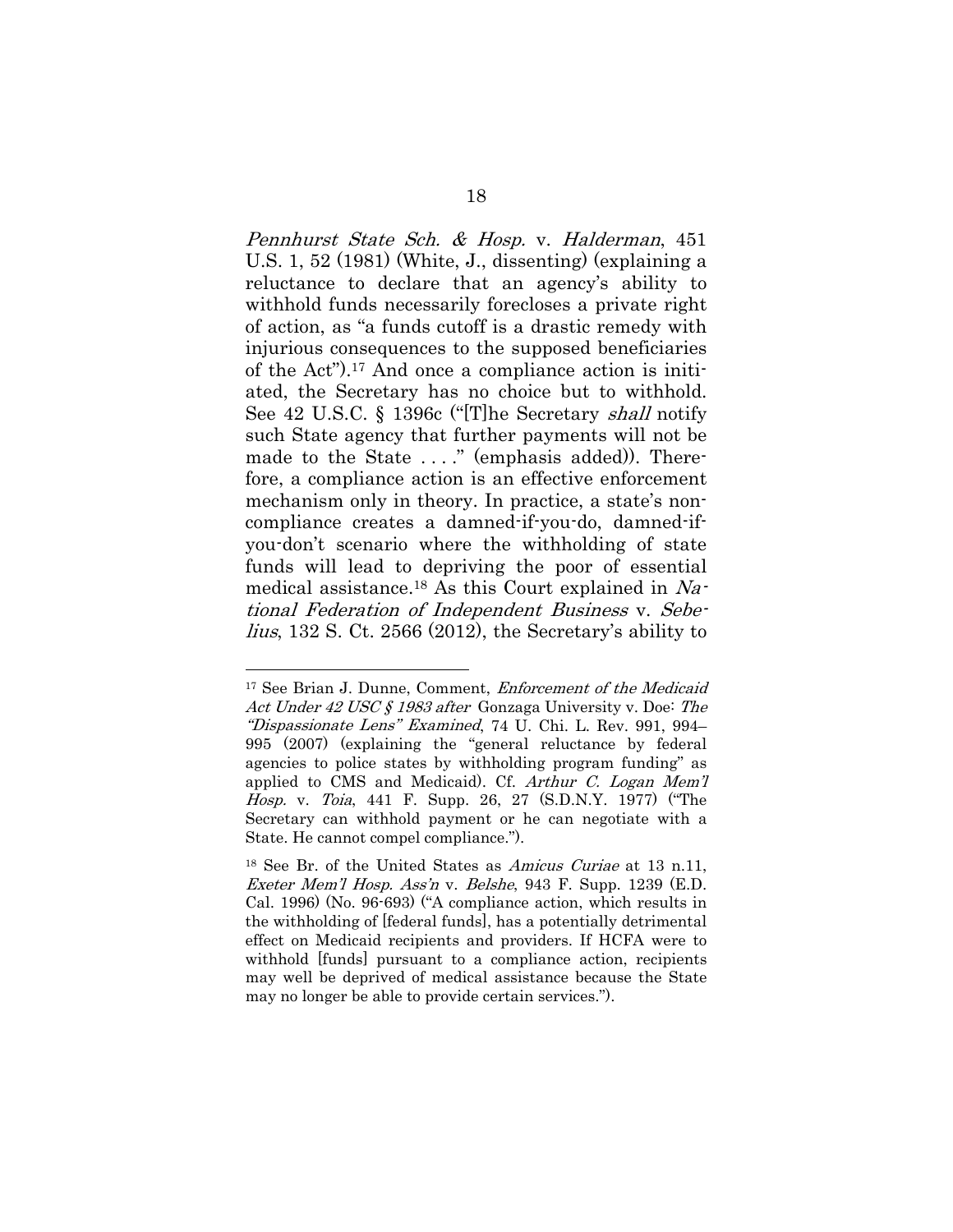*Pennhurst State Sch. & Hosp.* v. *Halderman*, 451 U.S. 1, 52 (1981) (White, J., dissenting) (explaining a reluctance to declare that an agency's ability to withhold funds necessarily forecloses a private right of action, as "a funds cutoff is a drastic remedy with injurious consequences to the supposed beneficiaries of the Act").[17] And once a compliance action is initiated, the Secretary has no choice but to withhold. See 42 U.S.C. § 1396c ("[T]he Secretary *shall* notify such State agency that further payments will not be made to the State . . . ." (emphasis added)). Therefore, a compliance action is an effective enforcement mechanism only in theory. In practice, a state's noncompliance creates a damned-if-you-do, damned-if-you-don't scenario where the withholding of state funds will lead to depriving the poor of essential medical assistance.[18] As this Court explained in *National Federation of Independent Business* v. *Sebelius*, 132 S. Ct. 2566 (2012), the Secretary's ability to

---

[17] See Brian J. Dunne, Comment, *Enforcement of the Medicaid Act Under 42 USC § 1983 after* Gonzaga University v. Doe: *The "Dispassionate Lens" Examined*, 74 U. Chi. L. Rev. 991, 994–995 (2007) (explaining the "general reluctance by federal agencies to police states by withholding program funding" as applied to CMS and Medicaid). Cf. *Arthur C. Logan Mem'l Hosp.* v. *Toia*, 441 F. Supp. 26, 27 (S.D.N.Y. 1977) ("The Secretary can withhold payment or he can negotiate with a State. He cannot compel compliance.").

[18] See Br. of the United States as *Amicus Curiae* at 13 n.11, *Exeter Mem'l Hosp. Ass'n* v. *Belshe*, 943 F. Supp. 1239 (E.D. Cal. 1996) (No. 96-693) ("A compliance action, which results in the withholding of [federal funds], has a potentially detrimental effect on Medicaid recipients and providers. If HCFA were to withhold [funds] pursuant to a compliance action, recipients may well be deprived of medical assistance because the State may no longer be able to provide certain services.").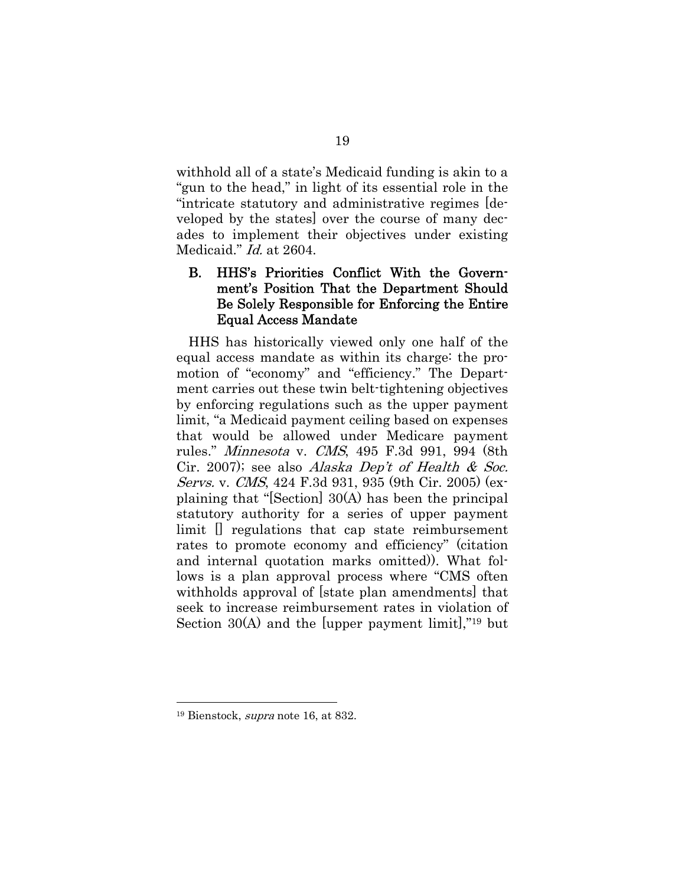withhold all of a state's Medicaid funding is akin to a "gun to the head," in light of its essential role in the "intricate statutory and administrative regimes [developed by the states] over the course of many decades to implement their objectives under existing Medicaid." *Id.* at 2604.

### B. HHS's Priorities Conflict With the Government's Position That the Department Should Be Solely Responsible for Enforcing the Entire Equal Access Mandate

HHS has historically viewed only one half of the equal access mandate as within its charge: the promotion of "economy" and "efficiency." The Department carries out these twin belt-tightening objectives by enforcing regulations such as the upper payment limit, "a Medicaid payment ceiling based on expenses that would be allowed under Medicare payment rules." *Minnesota* v. *CMS*, 495 F.3d 991, 994 (8th Cir. 2007); see also *Alaska Dep't of Health & Soc. Servs.* v. *CMS*, 424 F.3d 931, 935 (9th Cir. 2005) (explaining that "[Section] 30(A) has been the principal statutory authority for a series of upper payment limit [] regulations that cap state reimbursement rates to promote economy and efficiency" (citation and internal quotation marks omitted)). What follows is a plan approval process where "CMS often withholds approval of [state plan amendments] that seek to increase reimbursement rates in violation of Section 30(A) and the [upper payment limit],"[19] but

---

[19] Bienstock, *supra* note 16, at 832.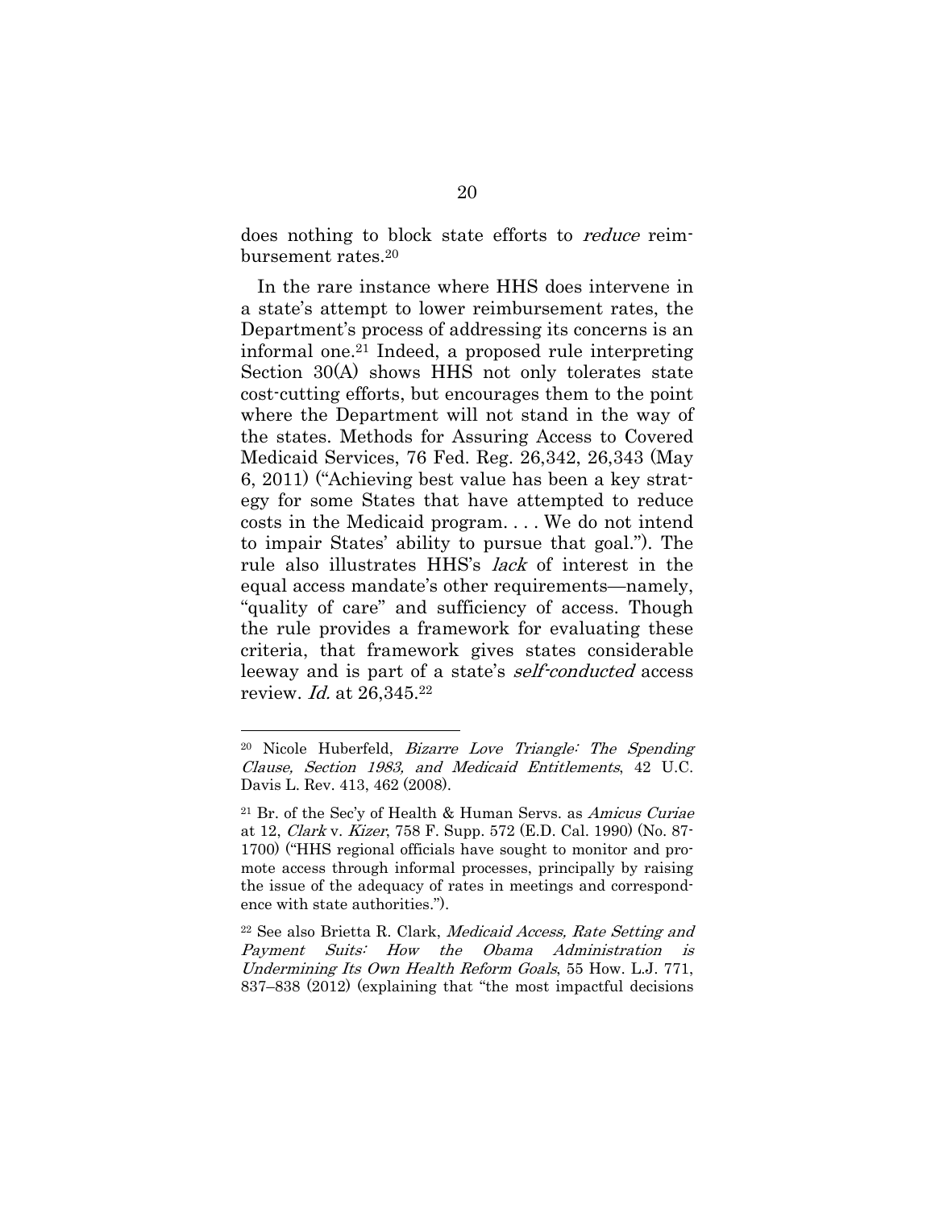does nothing to block state efforts to *reduce* reimbursement rates.[20]

In the rare instance where HHS does intervene in a state's attempt to lower reimbursement rates, the Department's process of addressing its concerns is an informal one.[21] Indeed, a proposed rule interpreting Section 30(A) shows HHS not only tolerates state cost-cutting efforts, but encourages them to the point where the Department will not stand in the way of the states. Methods for Assuring Access to Covered Medicaid Services, 76 Fed. Reg. 26,342, 26,343 (May 6, 2011) ("Achieving best value has been a key strategy for some States that have attempted to reduce costs in the Medicaid program. . . . We do not intend to impair States' ability to pursue that goal."). The rule also illustrates HHS's *lack* of interest in the equal access mandate's other requirements—namely, "quality of care" and sufficiency of access. Though the rule provides a framework for evaluating these criteria, that framework gives states considerable leeway and is part of a state's *self-conducted* access review. *Id.* at 26,345.[22]

---

[20] Nicole Huberfeld, *Bizarre Love Triangle: The Spending Clause, Section 1983, and Medicaid Entitlements*, 42 U.C. Davis L. Rev. 413, 462 (2008).

[21] Br. of the Sec'y of Health & Human Servs. as *Amicus Curiae* at 12, *Clark* v. *Kizer*, 758 F. Supp. 572 (E.D. Cal. 1990) (No. 87-1700) ("HHS regional officials have sought to monitor and promote access through informal processes, principally by raising the issue of the adequacy of rates in meetings and correspondence with state authorities.").

[22] See also Brietta R. Clark, *Medicaid Access, Rate Setting and Payment Suits: How the Obama Administration is Undermining Its Own Health Reform Goals*, 55 How. L.J. 771, 837–838 (2012) (explaining that "the most impactful decisions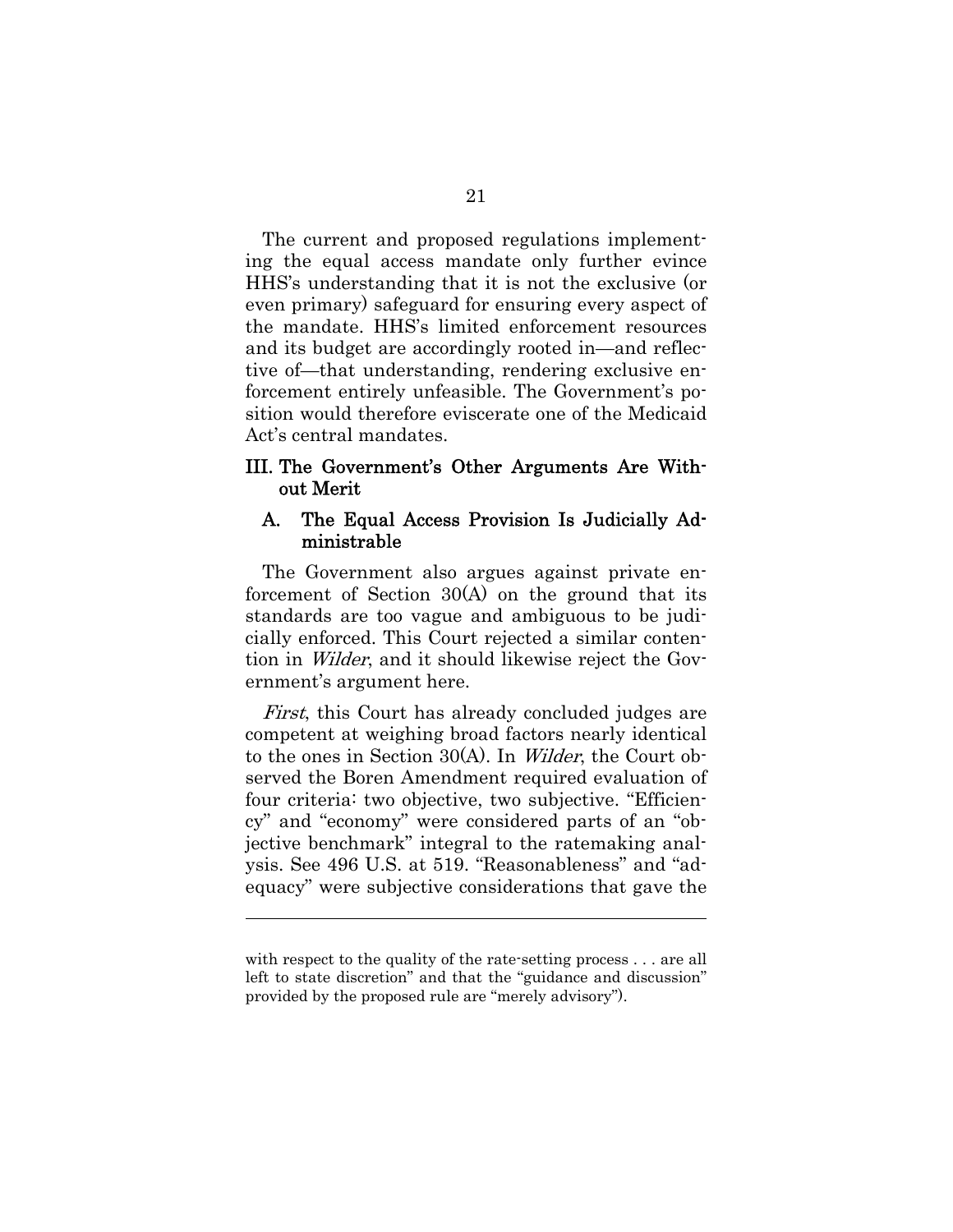The current and proposed regulations implementing the equal access mandate only further evince HHS's understanding that it is not the exclusive (or even primary) safeguard for ensuring every aspect of the mandate. HHS's limited enforcement resources and its budget are accordingly rooted in—and reflective of—that understanding, rendering exclusive enforcement entirely unfeasible. The Government's position would therefore eviscerate one of the Medicaid Act's central mandates.

## III. The Government's Other Arguments Are Without Merit

### A. The Equal Access Provision Is Judicially Administrable

The Government also argues against private enforcement of Section 30(A) on the ground that its standards are too vague and ambiguous to be judicially enforced. This Court rejected a similar contention in *Wilder*, and it should likewise reject the Government's argument here.

*First*, this Court has already concluded judges are competent at weighing broad factors nearly identical to the ones in Section 30(A). In *Wilder*, the Court observed the Boren Amendment required evaluation of four criteria: two objective, two subjective. "Efficiency" and "economy" were considered parts of an "objective benchmark" integral to the ratemaking analysis. See 496 U.S. at 519. "Reasonableness" and "adequacy" were subjective considerations that gave the

---

with respect to the quality of the rate-setting process . . . are all left to state discretion" and that the "guidance and discussion" provided by the proposed rule are "merely advisory").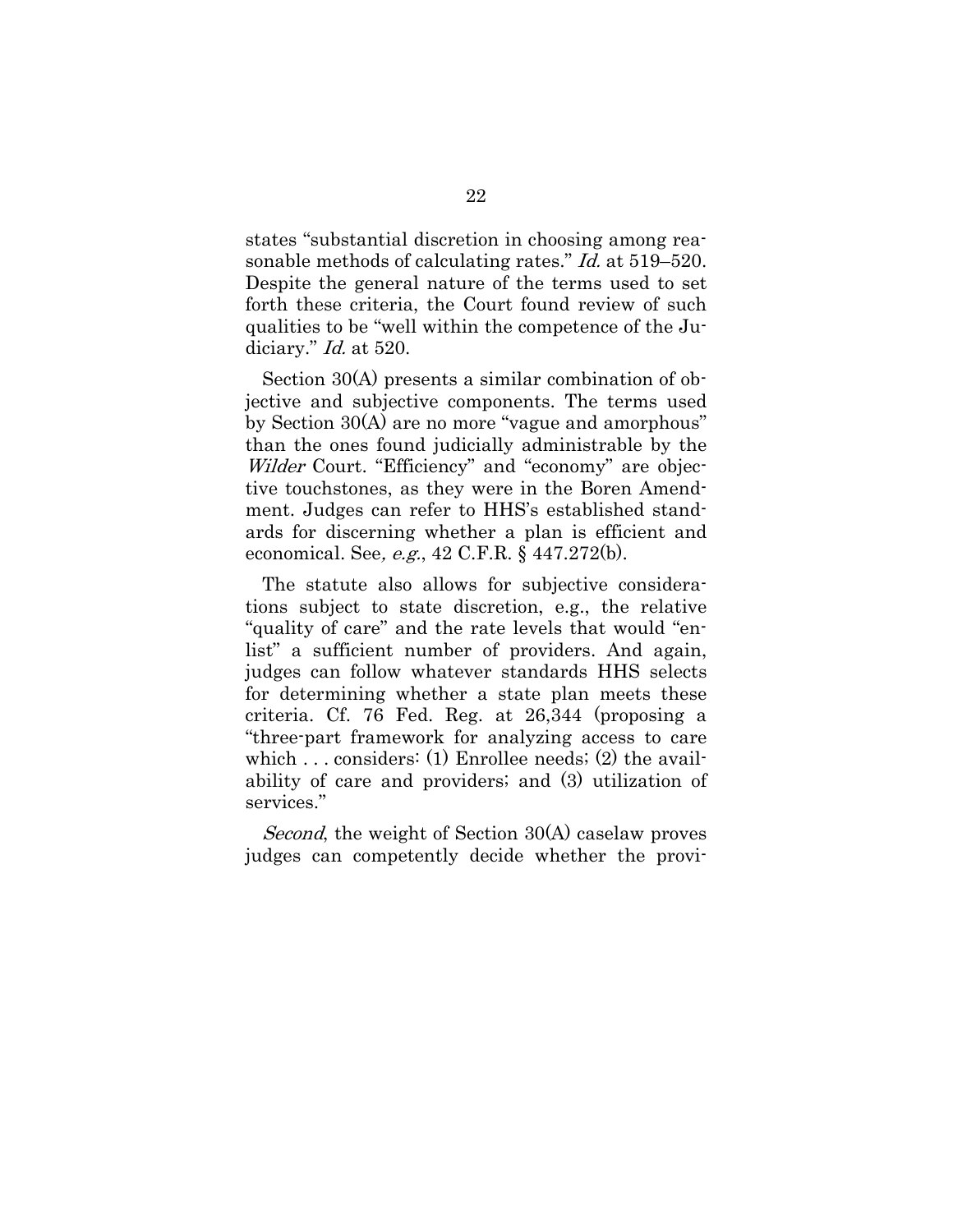states "substantial discretion in choosing among reasonable methods of calculating rates." *Id.* at 519–520. Despite the general nature of the terms used to set forth these criteria, the Court found review of such qualities to be "well within the competence of the Judiciary." *Id.* at 520.

Section 30(A) presents a similar combination of objective and subjective components. The terms used by Section 30(A) are no more "vague and amorphous" than the ones found judicially administrable by the *Wilder* Court. "Efficiency" and "economy" are objective touchstones, as they were in the Boren Amendment. Judges can refer to HHS's established standards for discerning whether a plan is efficient and economical. See*, e.g.*, 42 C.F.R. § 447.272(b).

The statute also allows for subjective considerations subject to state discretion, e.g., the relative "quality of care" and the rate levels that would "enlist" a sufficient number of providers. And again, judges can follow whatever standards HHS selects for determining whether a state plan meets these criteria. Cf. 76 Fed. Reg. at 26,344 (proposing a "three-part framework for analyzing access to care which . . . considers: (1) Enrollee needs; (2) the availability of care and providers; and (3) utilization of services."

*Second*, the weight of Section 30(A) caselaw proves judges can competently decide whether the provi-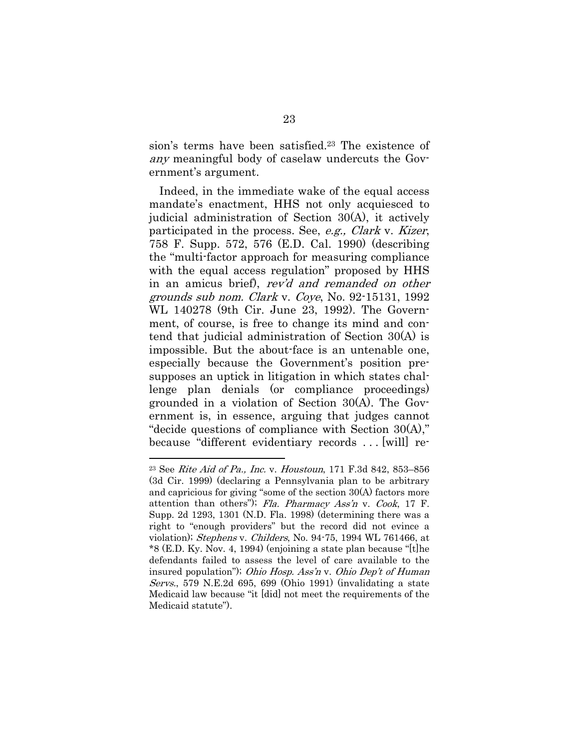sion's terms have been satisfied.[23] The existence of *any* meaningful body of caselaw undercuts the Government's argument.

Indeed, in the immediate wake of the equal access mandate's enactment, HHS not only acquiesced to judicial administration of Section 30(A), it actively participated in the process. See, *e.g., Clark* v. *Kizer*, 758 F. Supp. 572, 576 (E.D. Cal. 1990) (describing the "multi-factor approach for measuring compliance with the equal access regulation" proposed by HHS in an amicus brief), *rev'd and remanded on other grounds sub nom. Clark* v. *Coye*, No. 92-15131, 1992 WL 140278 (9th Cir. June 23, 1992). The Government, of course, is free to change its mind and contend that judicial administration of Section 30(A) is impossible. But the about-face is an untenable one, especially because the Government's position presupposes an uptick in litigation in which states challenge plan denials (or compliance proceedings) grounded in a violation of Section 30(A). The Government is, in essence, arguing that judges cannot "decide questions of compliance with Section 30(A)," because "different evidentiary records . . . [will] re-

---

[23] See *Rite Aid of Pa., Inc.* v. *Houstoun*, 171 F.3d 842, 853–856 (3d Cir. 1999) (declaring a Pennsylvania plan to be arbitrary and capricious for giving "some of the section 30(A) factors more attention than others"); *Fla. Pharmacy Ass'n* v. *Cook*, 17 F. Supp. 2d 1293, 1301 (N.D. Fla. 1998) (determining there was a right to "enough providers" but the record did not evince a violation); *Stephens* v. *Childers*, No. 94-75, 1994 WL 761466, at *8 (E.D. Ky. Nov. 4, 1994) (enjoining a state plan because "[t]he defendants failed to assess the level of care available to the insured population"); *Ohio Hosp. Ass'n* v. *Ohio Dep't of Human Servs.*, 579 N.E.2d 695, 699 (Ohio 1991) (invalidating a state Medicaid law because "it [did] not meet the requirements of the Medicaid statute").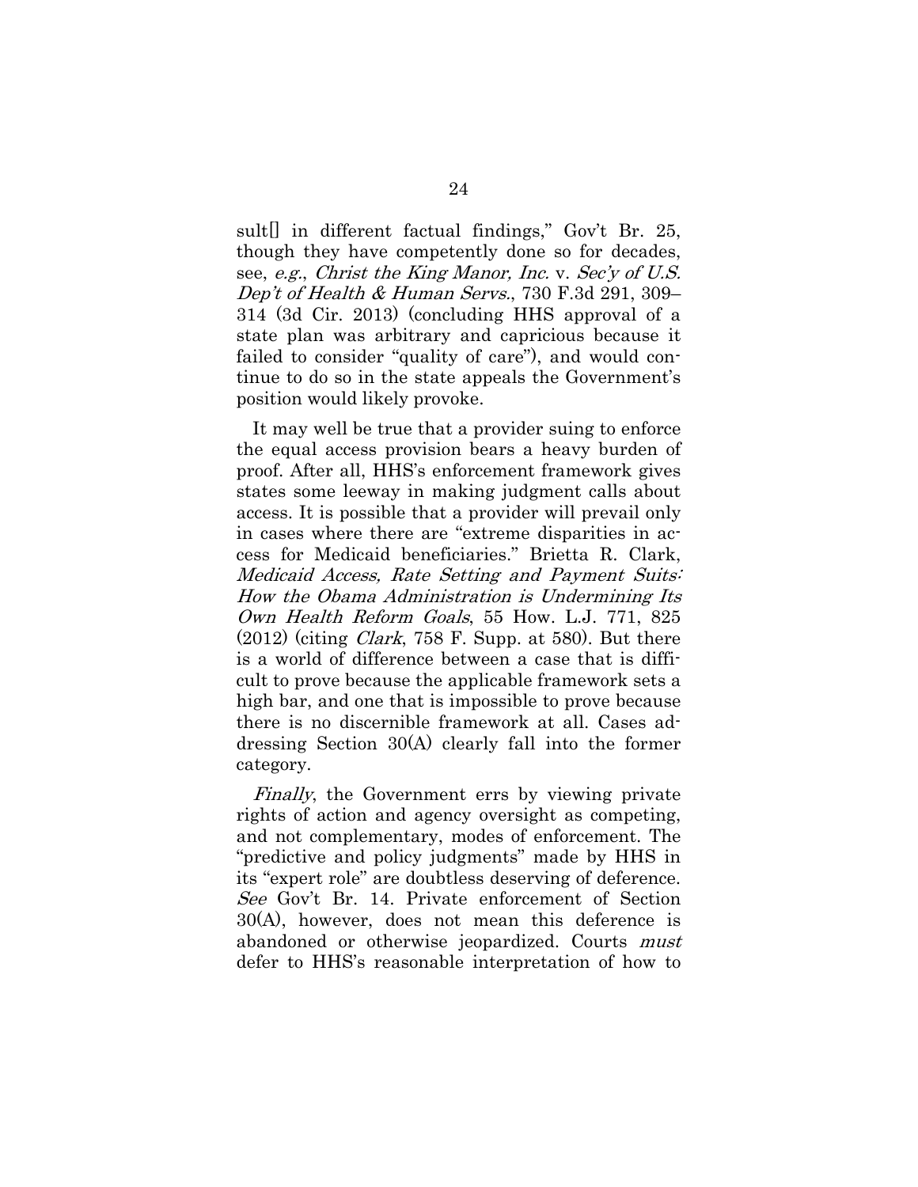sult[] in different factual findings," Gov't Br. 25, though they have competently done so for decades, see, *e.g.*, *Christ the King Manor, Inc.* v. *Sec'y of U.S. Dep't of Health & Human Servs.*, 730 F.3d 291, 309–314 (3d Cir. 2013) (concluding HHS approval of a state plan was arbitrary and capricious because it failed to consider "quality of care"), and would continue to do so in the state appeals the Government's position would likely provoke.

It may well be true that a provider suing to enforce the equal access provision bears a heavy burden of proof. After all, HHS's enforcement framework gives states some leeway in making judgment calls about access. It is possible that a provider will prevail only in cases where there are "extreme disparities in access for Medicaid beneficiaries." Brietta R. Clark, *Medicaid Access, Rate Setting and Payment Suits: How the Obama Administration is Undermining Its Own Health Reform Goals*, 55 How. L.J. 771, 825 (2012) (citing *Clark*, 758 F. Supp. at 580). But there is a world of difference between a case that is difficult to prove because the applicable framework sets a high bar, and one that is impossible to prove because there is no discernible framework at all. Cases addressing Section 30(A) clearly fall into the former category.

*Finally*, the Government errs by viewing private rights of action and agency oversight as competing, and not complementary, modes of enforcement. The "predictive and policy judgments" made by HHS in its "expert role" are doubtless deserving of deference. *See* Gov't Br. 14. Private enforcement of Section 30(A), however, does not mean this deference is abandoned or otherwise jeopardized. Courts *must* defer to HHS's reasonable interpretation of how to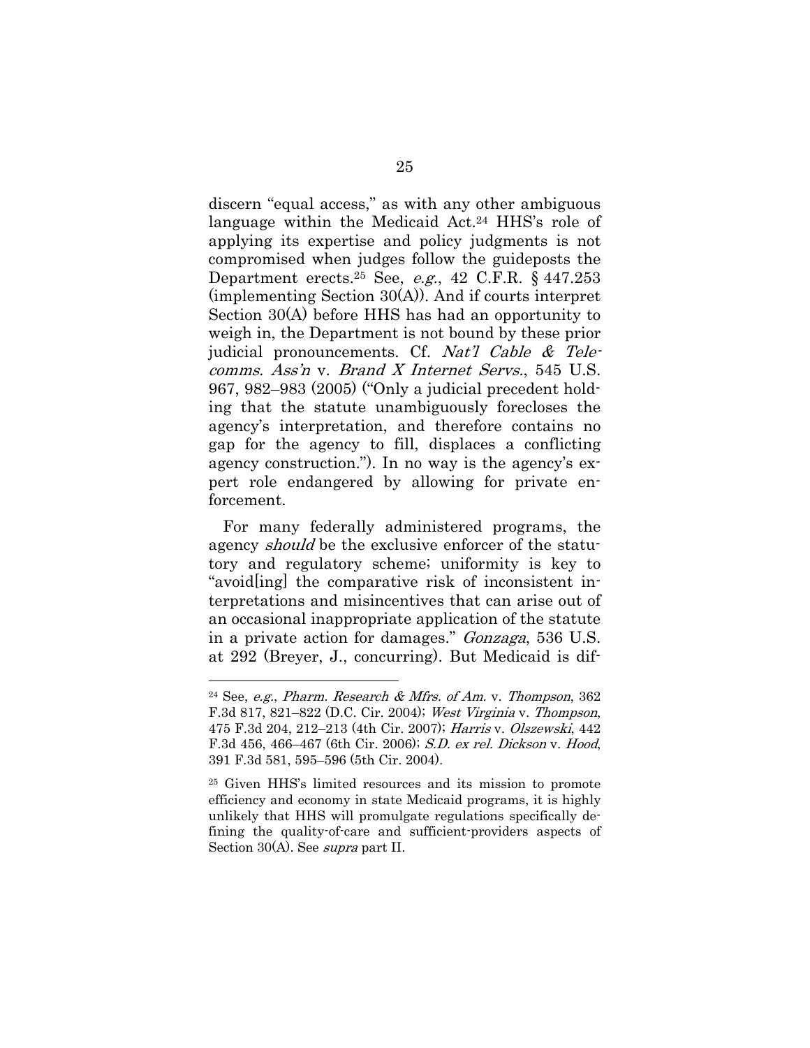discern "equal access," as with any other ambiguous language within the Medicaid Act.[24] HHS's role of applying its expertise and policy judgments is not compromised when judges follow the guideposts the Department erects.[25] See, *e.g.*, 42 C.F.R. § 447.253 (implementing Section 30(A)). And if courts interpret Section 30(A) before HHS has had an opportunity to weigh in, the Department is not bound by these prior judicial pronouncements. Cf. *Nat'l Cable & Telecomms. Ass'n* v. *Brand X Internet Servs.*, 545 U.S. 967, 982–983 (2005) ("Only a judicial precedent holding that the statute unambiguously forecloses the agency's interpretation, and therefore contains no gap for the agency to fill, displaces a conflicting agency construction."). In no way is the agency's expert role endangered by allowing for private enforcement.

For many federally administered programs, the agency *should* be the exclusive enforcer of the statutory and regulatory scheme; uniformity is key to "avoid[ing] the comparative risk of inconsistent interpretations and misincentives that can arise out of an occasional inappropriate application of the statute in a private action for damages." *Gonzaga*, 536 U.S. at 292 (Breyer, J., concurring). But Medicaid is dif-

---

[24] See, *e.g.*, *Pharm. Research & Mfrs. of Am.* v. *Thompson*, 362 F.3d 817, 821–822 (D.C. Cir. 2004); *West Virginia* v. *Thompson*, 475 F.3d 204, 212–213 (4th Cir. 2007); *Harris* v. *Olszewski*, 442 F.3d 456, 466–467 (6th Cir. 2006); *S.D. ex rel. Dickson* v. *Hood*, 391 F.3d 581, 595–596 (5th Cir. 2004).

[25] Given HHS's limited resources and its mission to promote efficiency and economy in state Medicaid programs, it is highly unlikely that HHS will promulgate regulations specifically defining the quality-of-care and sufficient-providers aspects of Section 30(A). See *supra* part II.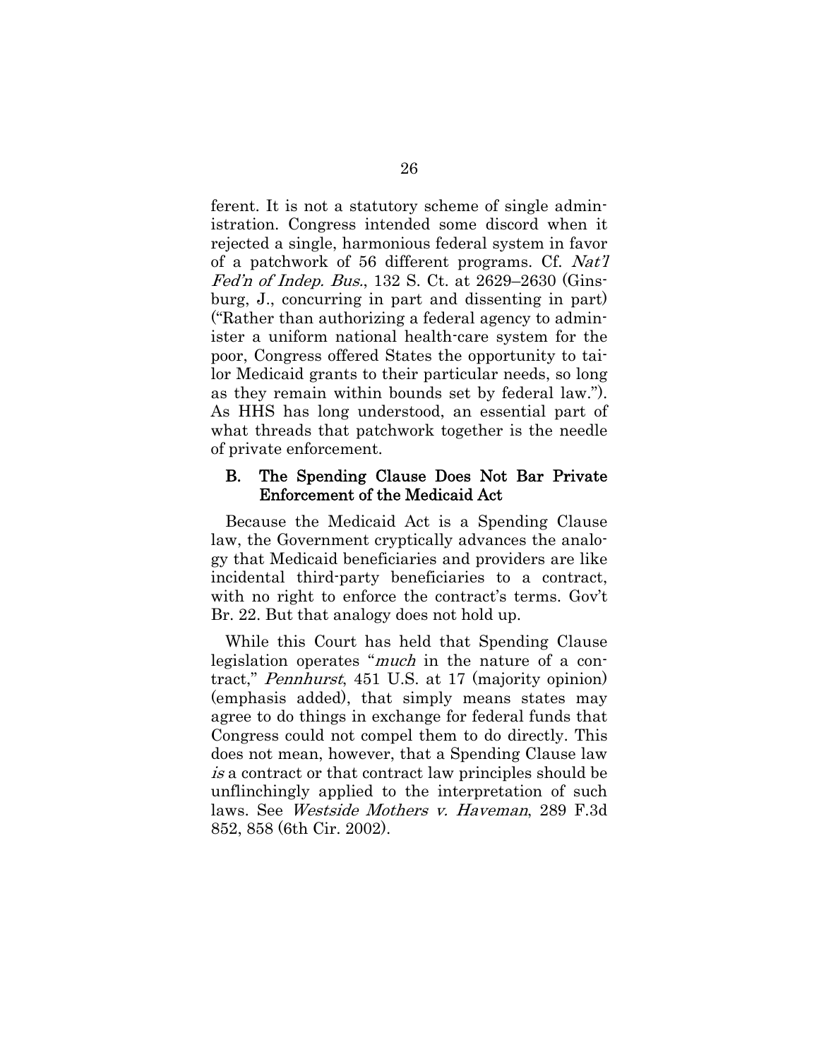ferent. It is not a statutory scheme of single administration. Congress intended some discord when it rejected a single, harmonious federal system in favor of a patchwork of 56 different programs. Cf. *Nat'l Fed'n of Indep. Bus.*, 132 S. Ct. at 2629–2630 (Ginsburg, J., concurring in part and dissenting in part) ("Rather than authorizing a federal agency to administer a uniform national health-care system for the poor, Congress offered States the opportunity to tailor Medicaid grants to their particular needs, so long as they remain within bounds set by federal law."). As HHS has long understood, an essential part of what threads that patchwork together is the needle of private enforcement.

## B. The Spending Clause Does Not Bar Private Enforcement of the Medicaid Act

Because the Medicaid Act is a Spending Clause law, the Government cryptically advances the analogy that Medicaid beneficiaries and providers are like incidental third-party beneficiaries to a contract, with no right to enforce the contract's terms. Gov't Br. 22. But that analogy does not hold up.

While this Court has held that Spending Clause legislation operates "*much* in the nature of a contract," *Pennhurst*, 451 U.S. at 17 (majority opinion) (emphasis added), that simply means states may agree to do things in exchange for federal funds that Congress could not compel them to do directly. This does not mean, however, that a Spending Clause law *is* a contract or that contract law principles should be unflinchingly applied to the interpretation of such laws. See *Westside Mothers v. Haveman*, 289 F.3d 852, 858 (6th Cir. 2002).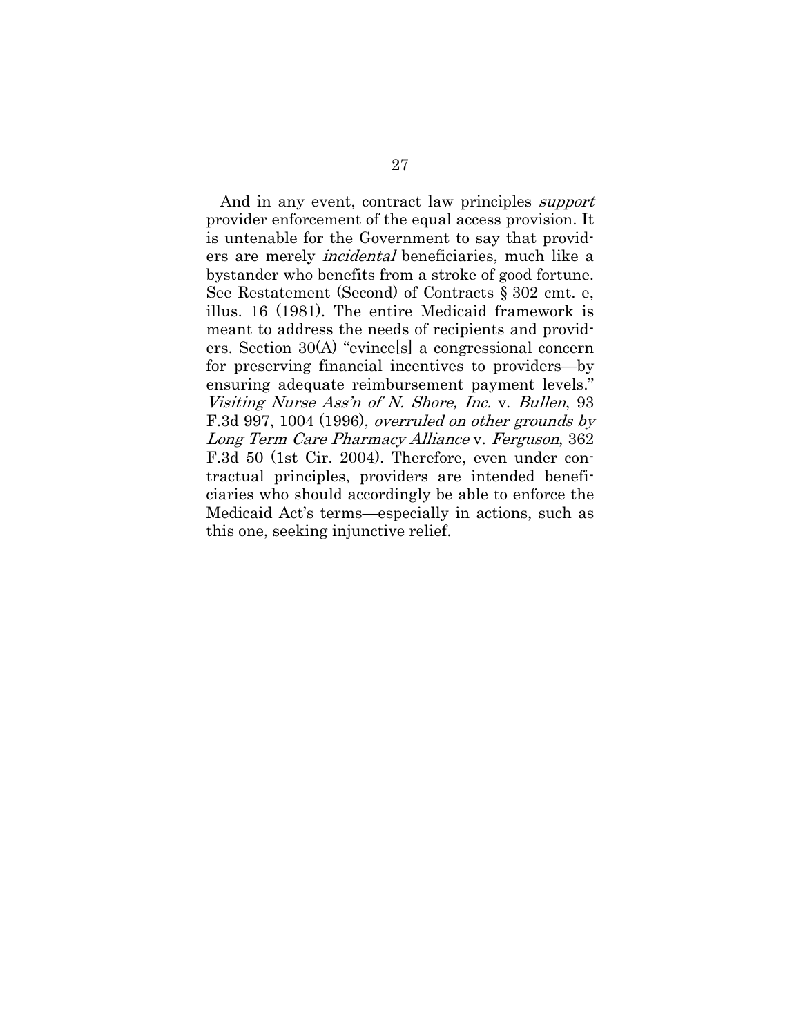And in any event, contract law principles *support* provider enforcement of the equal access provision. It is untenable for the Government to say that providers are merely *incidental* beneficiaries, much like a bystander who benefits from a stroke of good fortune. See Restatement (Second) of Contracts § 302 cmt. e, illus. 16 (1981). The entire Medicaid framework is meant to address the needs of recipients and providers. Section 30(A) "evince[s] a congressional concern for preserving financial incentives to providers—by ensuring adequate reimbursement payment levels." *Visiting Nurse Ass'n of N. Shore, Inc.* v. *Bullen*, 93 F.3d 997, 1004 (1996), *overruled on other grounds by Long Term Care Pharmacy Alliance* v. *Ferguson*, 362 F.3d 50 (1st Cir. 2004). Therefore, even under contractual principles, providers are intended beneficiaries who should accordingly be able to enforce the Medicaid Act's terms—especially in actions, such as this one, seeking injunctive relief.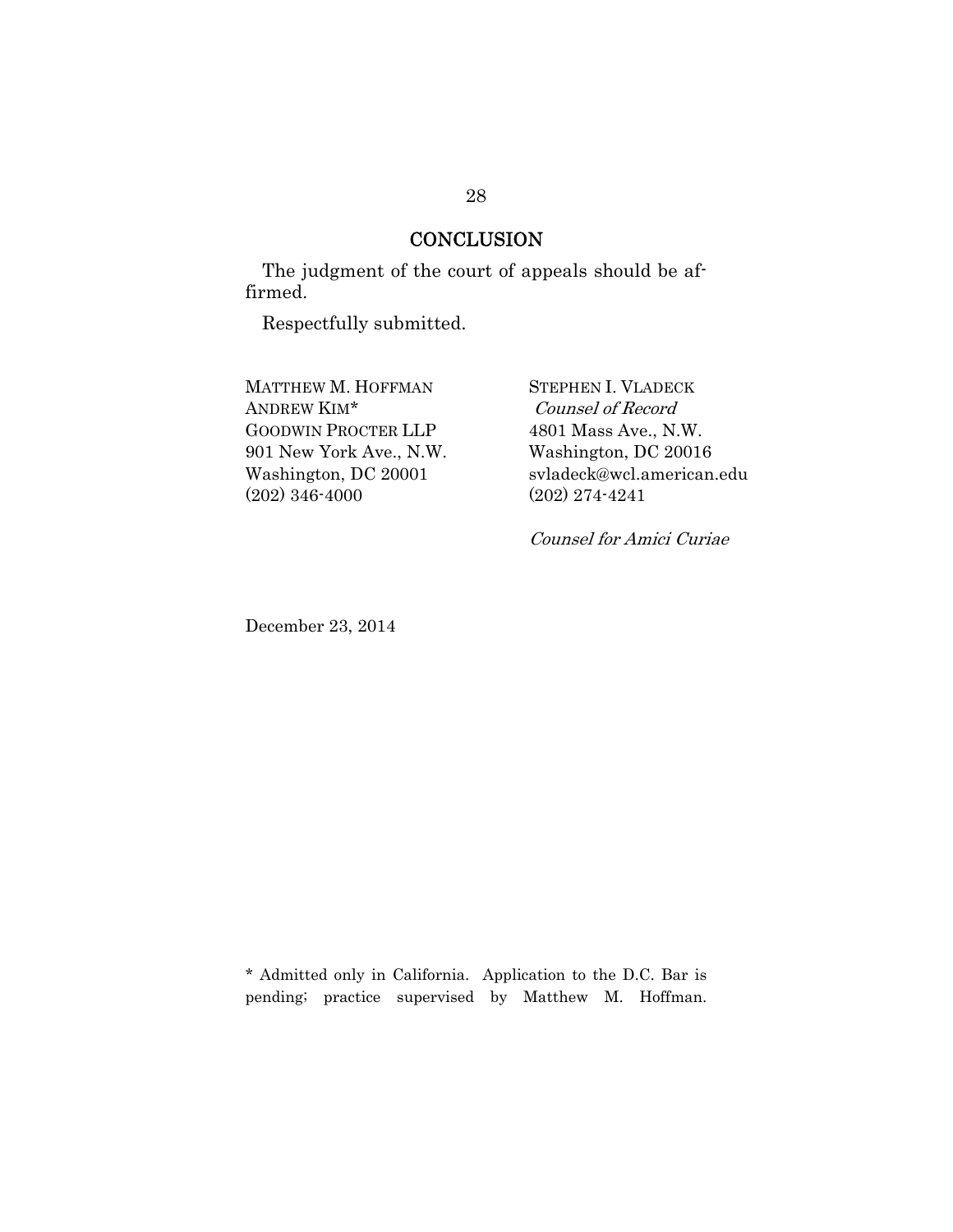## CONCLUSION

The judgment of the court of appeals should be affirmed.

Respectfully submitted.

MATTHEW M. HOFFMAN
ANDREW KIM*
GOODWIN PROCTER LLP
901 New York Ave., N.W.
Washington, DC 20001
(202) 346-4000

STEPHEN I. VLADECK
*Counsel of Record*
4801 Mass Ave., N.W.
Washington, DC 20016
svladeck@wcl.american.edu
(202) 274-4241

*Counsel for Amici Curiae*

December 23, 2014

\* Admitted only in California. Application to the D.C. Bar is pending; practice supervised by Matthew M. Hoffman.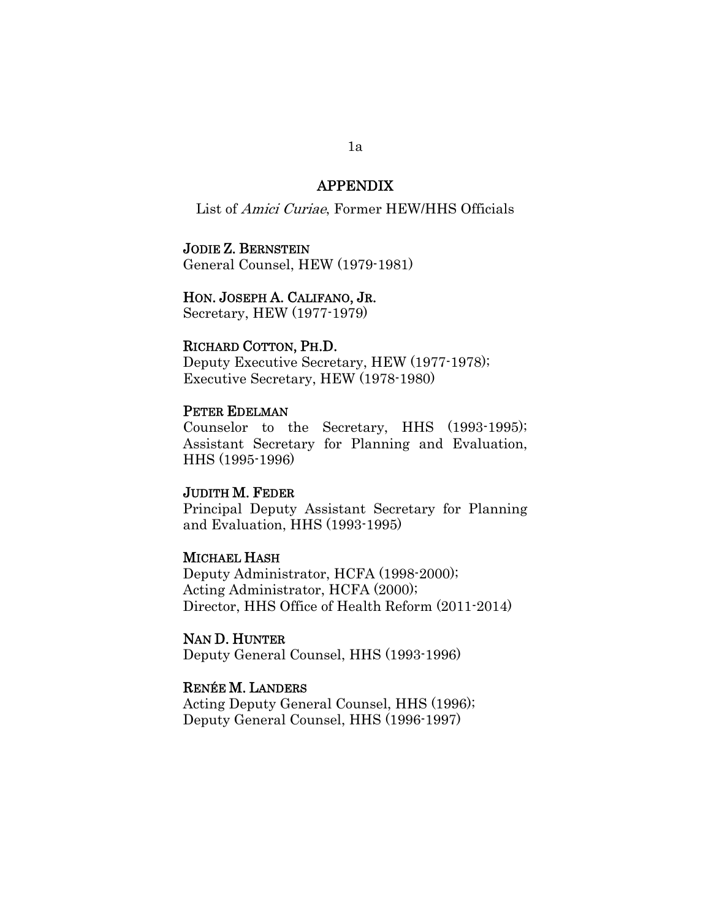## APPENDIX

List of *Amici Curiae*, Former HEW/HHS Officials

**JODIE Z. BERNSTEIN**
General Counsel, HEW (1979-1981)

**HON. JOSEPH A. CALIFANO, JR.**
Secretary, HEW (1977-1979)

**RICHARD COTTON, PH.D.**
Deputy Executive Secretary, HEW (1977-1978);
Executive Secretary, HEW (1978-1980)

**PETER EDELMAN**
Counselor to the Secretary, HHS (1993-1995);
Assistant Secretary for Planning and Evaluation, HHS (1995-1996)

**JUDITH M. FEDER**
Principal Deputy Assistant Secretary for Planning and Evaluation, HHS (1993-1995)

**MICHAEL HASH**
Deputy Administrator, HCFA (1998-2000);
Acting Administrator, HCFA (2000);
Director, HHS Office of Health Reform (2011-2014)

**NAN D. HUNTER**
Deputy General Counsel, HHS (1993-1996)

**RENÉE M. LANDERS**
Acting Deputy General Counsel, HHS (1996);
Deputy General Counsel, HHS (1996-1997)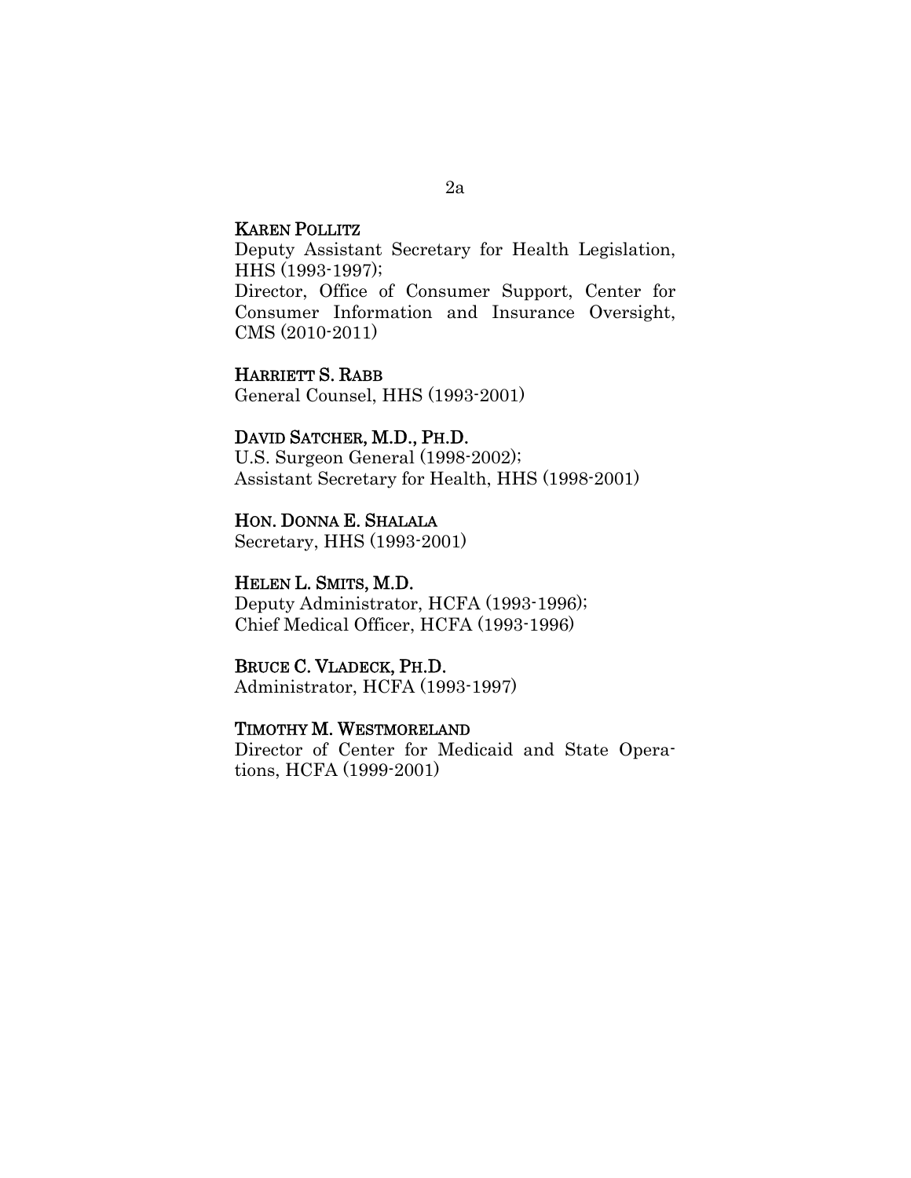KAREN POLLITZ
Deputy Assistant Secretary for Health Legislation, HHS (1993-1997);
Director, Office of Consumer Support, Center for Consumer Information and Insurance Oversight, CMS (2010-2011)

HARRIETT S. RABB
General Counsel, HHS (1993-2001)

DAVID SATCHER, M.D., PH.D.
U.S. Surgeon General (1998-2002);
Assistant Secretary for Health, HHS (1998-2001)

HON. DONNA E. SHALALA
Secretary, HHS (1993-2001)

HELEN L. SMITS, M.D.
Deputy Administrator, HCFA (1993-1996);
Chief Medical Officer, HCFA (1993-1996)

BRUCE C. VLADECK, PH.D.
Administrator, HCFA (1993-1997)

TIMOTHY M. WESTMORELAND
Director of Center for Medicaid and State Operations, HCFA (1999-2001)